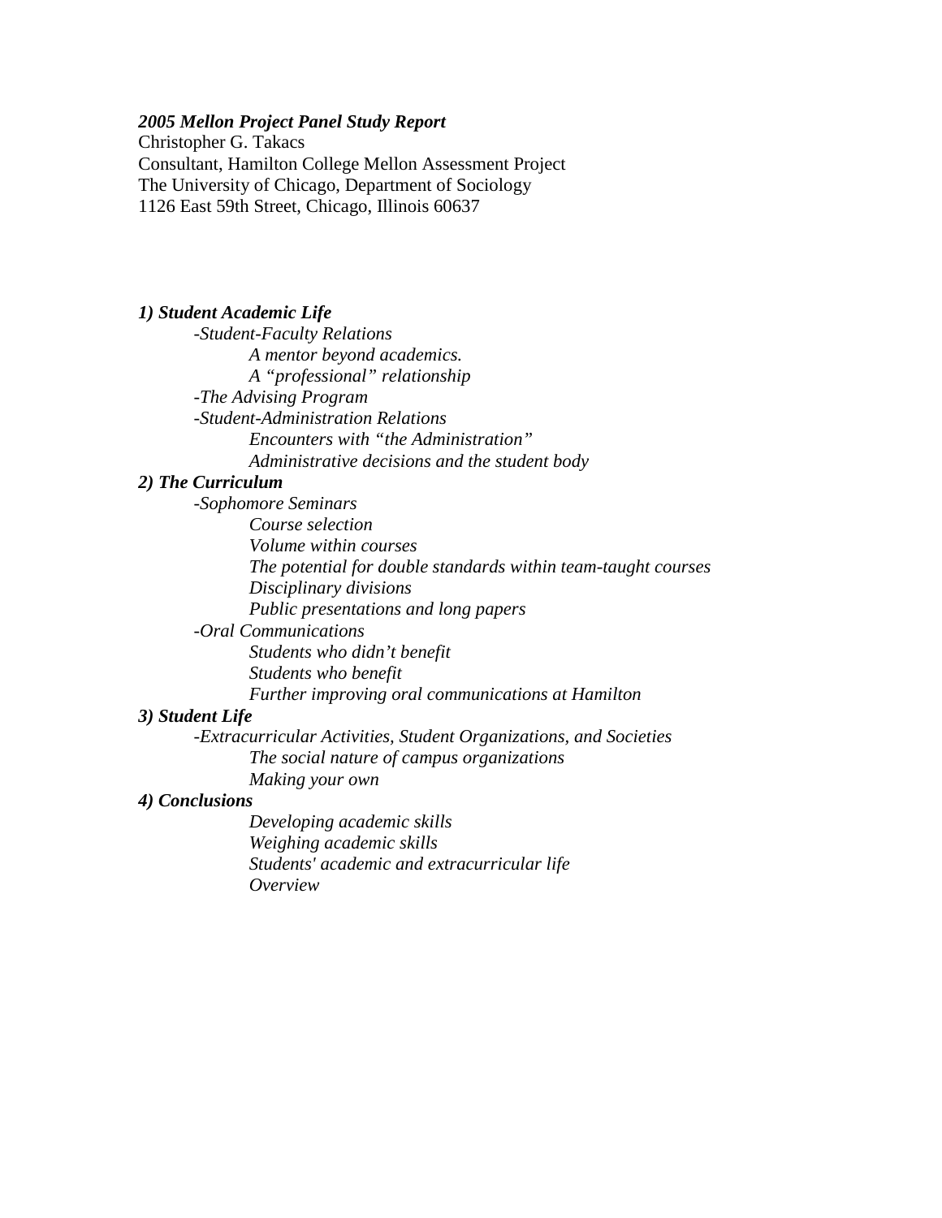***2005 Mellon Project Panel Study Report***

Christopher G. Takacs
Consultant, Hamilton College Mellon Assessment Project
The University of Chicago, Department of Sociology
1126 East 59th Street, Chicago, Illinois 60637

***1) Student Academic Life***

- *-Student-Faculty Relations*
  - *A mentor beyond academics.*
  - *A "professional" relationship*
- *-The Advising Program*
- *-Student-Administration Relations*
  - *Encounters with "the Administration"*
  - *Administrative decisions and the student body*

***2) The Curriculum***

- *-Sophomore Seminars*
  - *Course selection*
  - *Volume within courses*
  - *The potential for double standards within team-taught courses*
  - *Disciplinary divisions*
  - *Public presentations and long papers*
- *-Oral Communications*
  - *Students who didn't benefit*
  - *Students who benefit*
  - *Further improving oral communications at Hamilton*

***3) Student Life***

- *-Extracurricular Activities, Student Organizations, and Societies*
  - *The social nature of campus organizations*
  - *Making your own*

***4) Conclusions***

- *Developing academic skills*
- *Weighing academic skills*
- *Students' academic and extracurricular life*
- *Overview*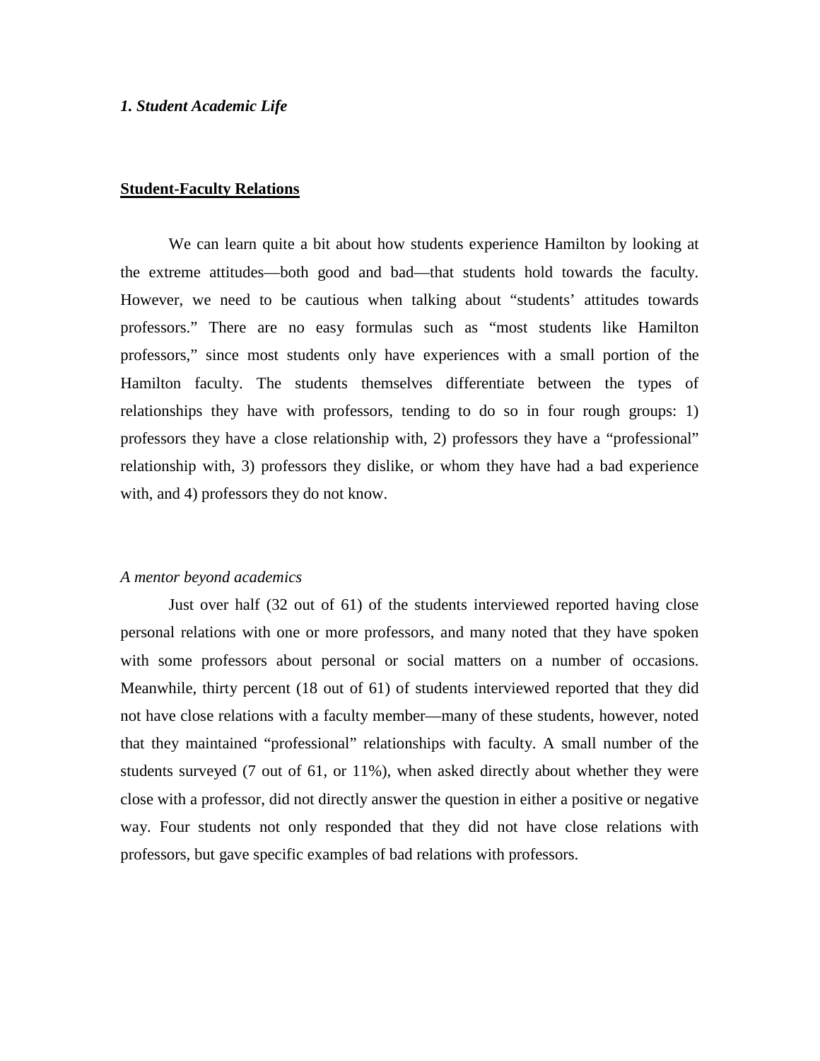***1. Student Academic Life***

## Student-Faculty Relations

We can learn quite a bit about how students experience Hamilton by looking at the extreme attitudes—both good and bad—that students hold towards the faculty. However, we need to be cautious when talking about "students' attitudes towards professors." There are no easy formulas such as "most students like Hamilton professors," since most students only have experiences with a small portion of the Hamilton faculty. The students themselves differentiate between the types of relationships they have with professors, tending to do so in four rough groups: 1) professors they have a close relationship with, 2) professors they have a "professional" relationship with, 3) professors they dislike, or whom they have had a bad experience with, and 4) professors they do not know.

*A mentor beyond academics*

Just over half (32 out of 61) of the students interviewed reported having close personal relations with one or more professors, and many noted that they have spoken with some professors about personal or social matters on a number of occasions. Meanwhile, thirty percent (18 out of 61) of students interviewed reported that they did not have close relations with a faculty member—many of these students, however, noted that they maintained "professional" relationships with faculty. A small number of the students surveyed (7 out of 61, or 11%), when asked directly about whether they were close with a professor, did not directly answer the question in either a positive or negative way. Four students not only responded that they did not have close relations with professors, but gave specific examples of bad relations with professors.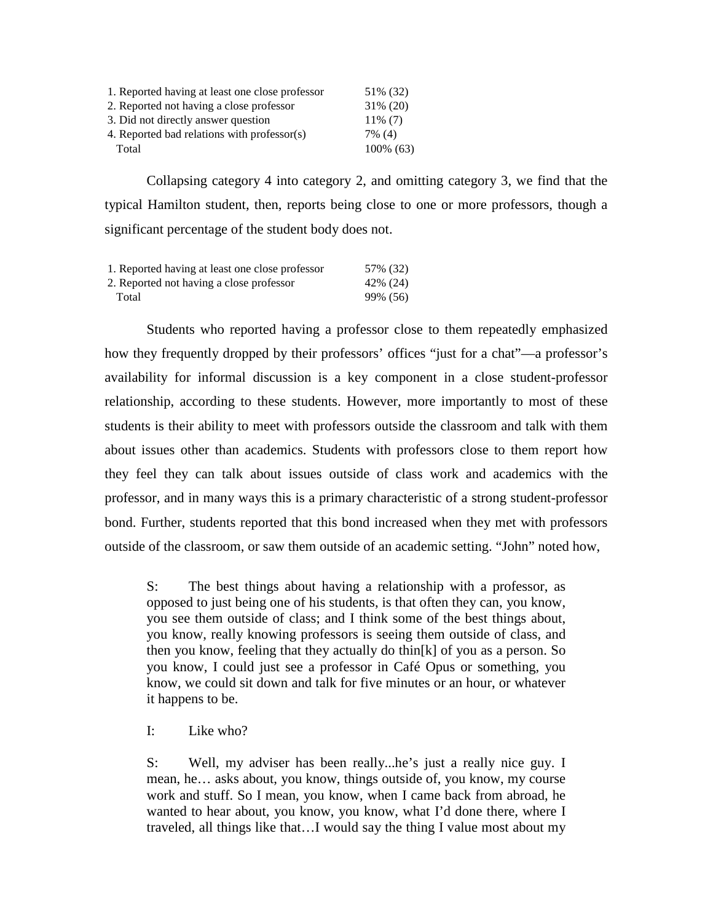| | |
|---|---|
| 1. Reported having at least one close professor | 51% (32) |
| 2. Reported not having a close professor | 31% (20) |
| 3. Did not directly answer question | 11% (7) |
| 4. Reported bad relations with professor(s) | 7% (4) |
| Total | 100% (63) |

Collapsing category 4 into category 2, and omitting category 3, we find that the typical Hamilton student, then, reports being close to one or more professors, though a significant percentage of the student body does not.

| | |
|---|---|
| 1. Reported having at least one close professor | 57% (32) |
| 2. Reported not having a close professor | 42% (24) |
| Total | 99% (56) |

Students who reported having a professor close to them repeatedly emphasized how they frequently dropped by their professors' offices "just for a chat"—a professor's availability for informal discussion is a key component in a close student-professor relationship, according to these students. However, more importantly to most of these students is their ability to meet with professors outside the classroom and talk with them about issues other than academics. Students with professors close to them report how they feel they can talk about issues outside of class work and academics with the professor, and in many ways this is a primary characteristic of a strong student-professor bond. Further, students reported that this bond increased when they met with professors outside of the classroom, or saw them outside of an academic setting. "John" noted how,

> S: The best things about having a relationship with a professor, as opposed to just being one of his students, is that often they can, you know, you see them outside of class; and I think some of the best things about, you know, really knowing professors is seeing them outside of class, and then you know, feeling that they actually do thin[k] of you as a person. So you know, I could just see a professor in Café Opus or something, you know, we could sit down and talk for five minutes or an hour, or whatever it happens to be.
>
> I: Like who?
>
> S: Well, my adviser has been really...he's just a really nice guy. I mean, he… asks about, you know, things outside of, you know, my course work and stuff. So I mean, you know, when I came back from abroad, he wanted to hear about, you know, you know, what I'd done there, where I traveled, all things like that…I would say the thing I value most about my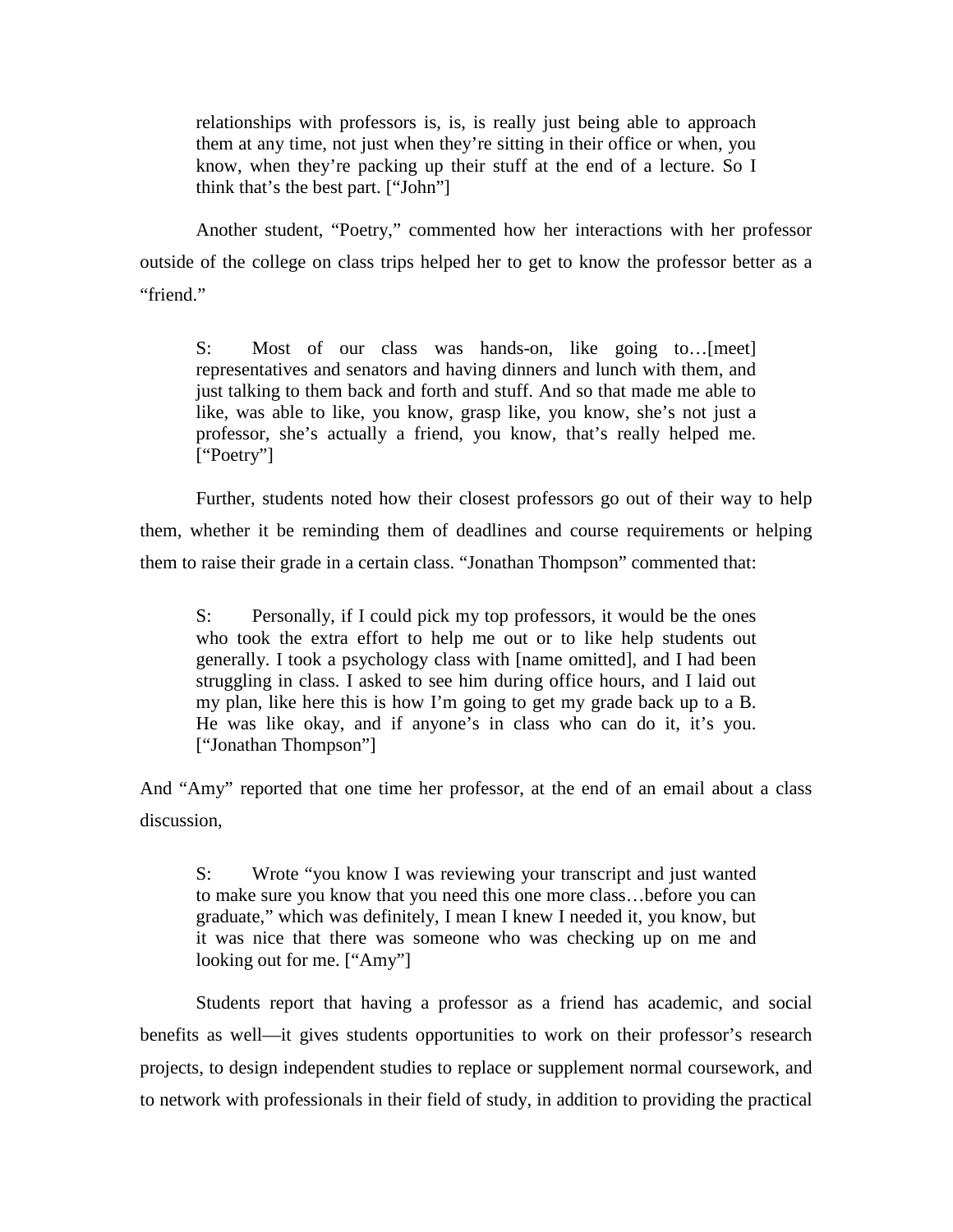relationships with professors is, is, is really just being able to approach them at any time, not just when they're sitting in their office or when, you know, when they're packing up their stuff at the end of a lecture. So I think that's the best part. ["John"]

Another student, "Poetry," commented how her interactions with her professor outside of the college on class trips helped her to get to know the professor better as a "friend."

> S: Most of our class was hands-on, like going to…[meet] representatives and senators and having dinners and lunch with them, and just talking to them back and forth and stuff. And so that made me able to like, was able to like, you know, grasp like, you know, she's not just a professor, she's actually a friend, you know, that's really helped me. ["Poetry"]

Further, students noted how their closest professors go out of their way to help them, whether it be reminding them of deadlines and course requirements or helping them to raise their grade in a certain class. "Jonathan Thompson" commented that:

> S: Personally, if I could pick my top professors, it would be the ones who took the extra effort to help me out or to like help students out generally. I took a psychology class with [name omitted], and I had been struggling in class. I asked to see him during office hours, and I laid out my plan, like here this is how I'm going to get my grade back up to a B. He was like okay, and if anyone's in class who can do it, it's you. ["Jonathan Thompson"]

And "Amy" reported that one time her professor, at the end of an email about a class discussion,

> S: Wrote "you know I was reviewing your transcript and just wanted to make sure you know that you need this one more class…before you can graduate," which was definitely, I mean I knew I needed it, you know, but it was nice that there was someone who was checking up on me and looking out for me. ["Amy"]

Students report that having a professor as a friend has academic, and social benefits as well—it gives students opportunities to work on their professor's research projects, to design independent studies to replace or supplement normal coursework, and to network with professionals in their field of study, in addition to providing the practical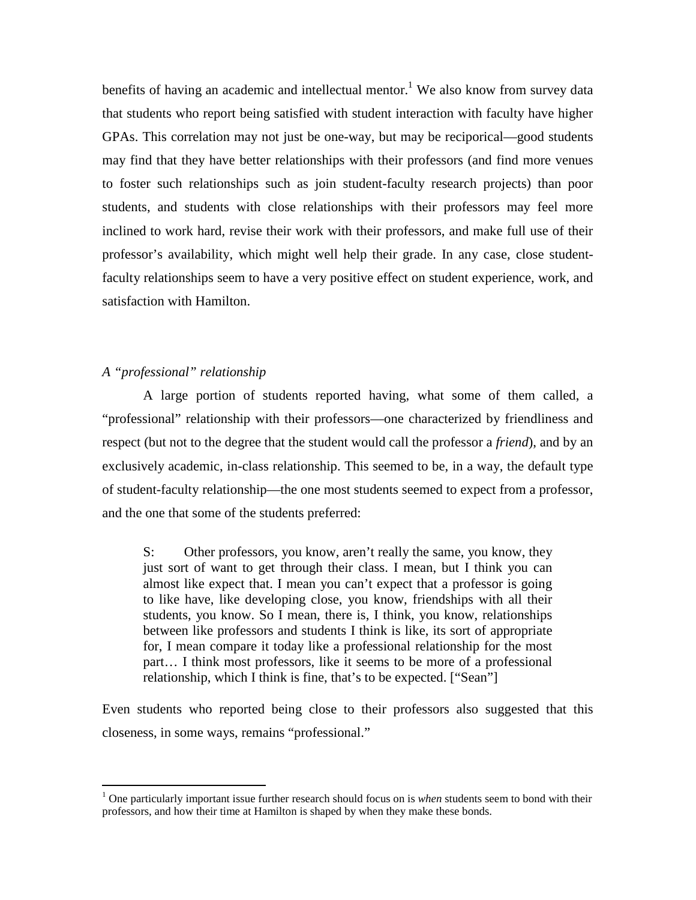benefits of having an academic and intellectual mentor.[1] We also know from survey data that students who report being satisfied with student interaction with faculty have higher GPAs. This correlation may not just be one-way, but may be reciporical—good students may find that they have better relationships with their professors (and find more venues to foster such relationships such as join student-faculty research projects) than poor students, and students with close relationships with their professors may feel more inclined to work hard, revise their work with their professors, and make full use of their professor's availability, which might well help their grade. In any case, close student-faculty relationships seem to have a very positive effect on student experience, work, and satisfaction with Hamilton.

*A "professional" relationship*

A large portion of students reported having, what some of them called, a "professional" relationship with their professors—one characterized by friendliness and respect (but not to the degree that the student would call the professor a *friend*), and by an exclusively academic, in-class relationship. This seemed to be, in a way, the default type of student-faculty relationship—the one most students seemed to expect from a professor, and the one that some of the students preferred:

> S: Other professors, you know, aren't really the same, you know, they just sort of want to get through their class. I mean, but I think you can almost like expect that. I mean you can't expect that a professor is going to like have, like developing close, you know, friendships with all their students, you know. So I mean, there is, I think, you know, relationships between like professors and students I think is like, its sort of appropriate for, I mean compare it today like a professional relationship for the most part… I think most professors, like it seems to be more of a professional relationship, which I think is fine, that's to be expected. ["Sean"]

Even students who reported being close to their professors also suggested that this closeness, in some ways, remains "professional."

[1] One particularly important issue further research should focus on is *when* students seem to bond with their professors, and how their time at Hamilton is shaped by when they make these bonds.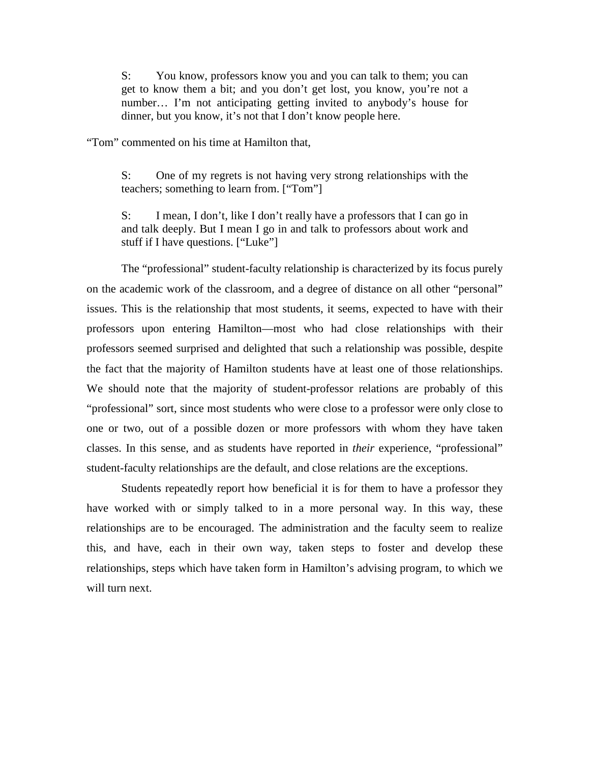> S: You know, professors know you and you can talk to them; you can get to know them a bit; and you don't get lost, you know, you're not a number… I'm not anticipating getting invited to anybody's house for dinner, but you know, it's not that I don't know people here.

"Tom" commented on his time at Hamilton that,

> S: One of my regrets is not having very strong relationships with the teachers; something to learn from. ["Tom"]

> S: I mean, I don't, like I don't really have a professors that I can go in and talk deeply. But I mean I go in and talk to professors about work and stuff if I have questions. ["Luke"]

The "professional" student-faculty relationship is characterized by its focus purely on the academic work of the classroom, and a degree of distance on all other "personal" issues. This is the relationship that most students, it seems, expected to have with their professors upon entering Hamilton—most who had close relationships with their professors seemed surprised and delighted that such a relationship was possible, despite the fact that the majority of Hamilton students have at least one of those relationships. We should note that the majority of student-professor relations are probably of this "professional" sort, since most students who were close to a professor were only close to one or two, out of a possible dozen or more professors with whom they have taken classes. In this sense, and as students have reported in *their* experience, "professional" student-faculty relationships are the default, and close relations are the exceptions.

Students repeatedly report how beneficial it is for them to have a professor they have worked with or simply talked to in a more personal way. In this way, these relationships are to be encouraged. The administration and the faculty seem to realize this, and have, each in their own way, taken steps to foster and develop these relationships, steps which have taken form in Hamilton's advising program, to which we will turn next.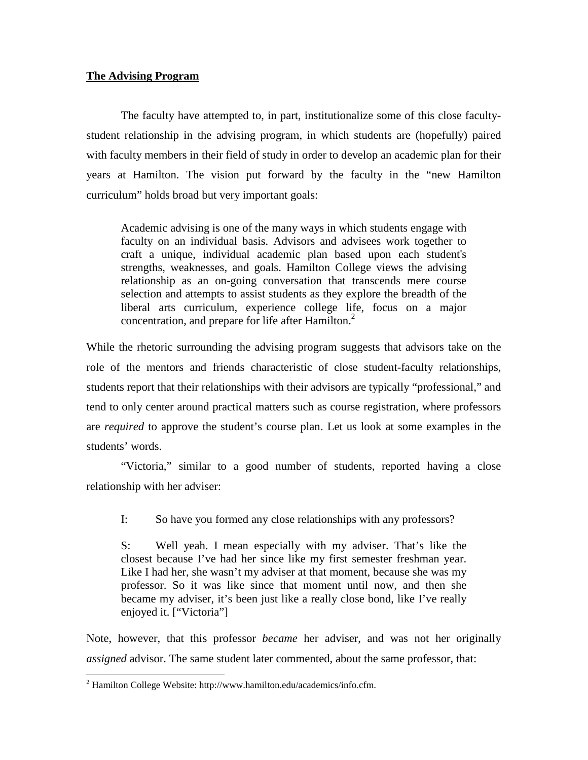**The Advising Program**

The faculty have attempted to, in part, institutionalize some of this close faculty-student relationship in the advising program, in which students are (hopefully) paired with faculty members in their field of study in order to develop an academic plan for their years at Hamilton. The vision put forward by the faculty in the "new Hamilton curriculum" holds broad but very important goals:

> Academic advising is one of the many ways in which students engage with faculty on an individual basis. Advisors and advisees work together to craft a unique, individual academic plan based upon each student's strengths, weaknesses, and goals. Hamilton College views the advising relationship as an on-going conversation that transcends mere course selection and attempts to assist students as they explore the breadth of the liberal arts curriculum, experience college life, focus on a major concentration, and prepare for life after Hamilton.[2]

While the rhetoric surrounding the advising program suggests that advisors take on the role of the mentors and friends characteristic of close student-faculty relationships, students report that their relationships with their advisors are typically "professional," and tend to only center around practical matters such as course registration, where professors are *required* to approve the student's course plan. Let us look at some examples in the students' words.

"Victoria," similar to a good number of students, reported having a close relationship with her adviser:

> I: So have you formed any close relationships with any professors?
>
> S: Well yeah. I mean especially with my adviser. That's like the closest because I've had her since like my first semester freshman year. Like I had her, she wasn't my adviser at that moment, because she was my professor. So it was like since that moment until now, and then she became my adviser, it's been just like a really close bond, like I've really enjoyed it. ["Victoria"]

Note, however, that this professor *became* her adviser, and was not her originally *assigned* advisor. The same student later commented, about the same professor, that:

---

[2] Hamilton College Website: http://www.hamilton.edu/academics/info.cfm.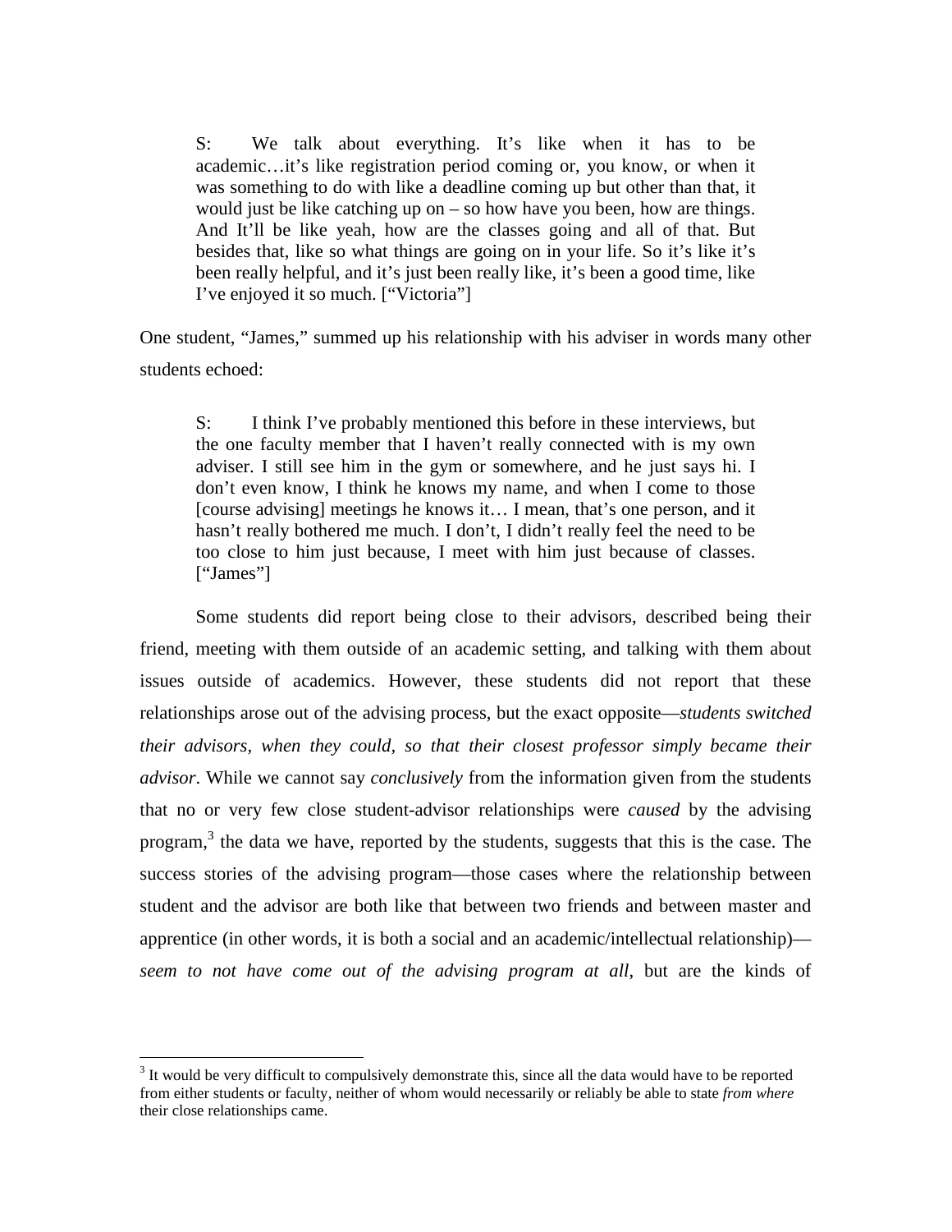> S: We talk about everything. It's like when it has to be academic…it's like registration period coming or, you know, or when it was something to do with like a deadline coming up but other than that, it would just be like catching up on – so how have you been, how are things. And It'll be like yeah, how are the classes going and all of that. But besides that, like so what things are going on in your life. So it's like it's been really helpful, and it's just been really like, it's been a good time, like I've enjoyed it so much. ["Victoria"]

One student, "James," summed up his relationship with his adviser in words many other students echoed:

> S: I think I've probably mentioned this before in these interviews, but the one faculty member that I haven't really connected with is my own adviser. I still see him in the gym or somewhere, and he just says hi. I don't even know, I think he knows my name, and when I come to those [course advising] meetings he knows it… I mean, that's one person, and it hasn't really bothered me much. I don't, I didn't really feel the need to be too close to him just because, I meet with him just because of classes. ["James"]

Some students did report being close to their advisors, described being their friend, meeting with them outside of an academic setting, and talking with them about issues outside of academics. However, these students did not report that these relationships arose out of the advising process, but the exact opposite—*students switched their advisors, when they could, so that their closest professor simply became their advisor*. While we cannot say *conclusively* from the information given from the students that no or very few close student-advisor relationships were *caused* by the advising program,[3] the data we have, reported by the students, suggests that this is the case. The success stories of the advising program—those cases where the relationship between student and the advisor are both like that between two friends and between master and apprentice (in other words, it is both a social and an academic/intellectual relationship)—*seem to not have come out of the advising program at all*, but are the kinds of

---

[3] It would be very difficult to compulsively demonstrate this, since all the data would have to be reported from either students or faculty, neither of whom would necessarily or reliably be able to state *from where* their close relationships came.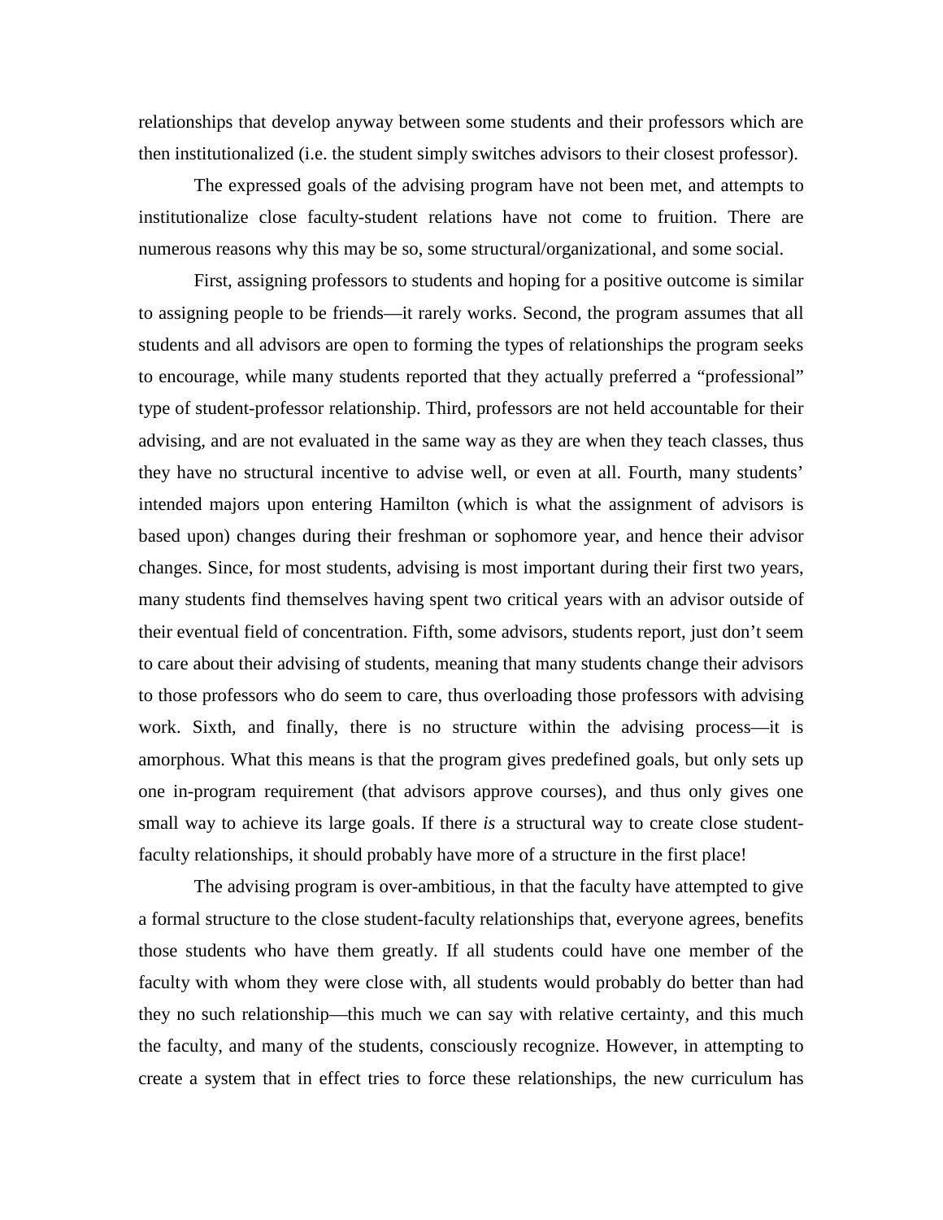relationships that develop anyway between some students and their professors which are then institutionalized (i.e. the student simply switches advisors to their closest professor).

The expressed goals of the advising program have not been met, and attempts to institutionalize close faculty-student relations have not come to fruition. There are numerous reasons why this may be so, some structural/organizational, and some social.

First, assigning professors to students and hoping for a positive outcome is similar to assigning people to be friends—it rarely works. Second, the program assumes that all students and all advisors are open to forming the types of relationships the program seeks to encourage, while many students reported that they actually preferred a "professional" type of student-professor relationship. Third, professors are not held accountable for their advising, and are not evaluated in the same way as they are when they teach classes, thus they have no structural incentive to advise well, or even at all. Fourth, many students' intended majors upon entering Hamilton (which is what the assignment of advisors is based upon) changes during their freshman or sophomore year, and hence their advisor changes. Since, for most students, advising is most important during their first two years, many students find themselves having spent two critical years with an advisor outside of their eventual field of concentration. Fifth, some advisors, students report, just don't seem to care about their advising of students, meaning that many students change their advisors to those professors who do seem to care, thus overloading those professors with advising work. Sixth, and finally, there is no structure within the advising process—it is amorphous. What this means is that the program gives predefined goals, but only sets up one in-program requirement (that advisors approve courses), and thus only gives one small way to achieve its large goals. If there *is* a structural way to create close student-faculty relationships, it should probably have more of a structure in the first place!

The advising program is over-ambitious, in that the faculty have attempted to give a formal structure to the close student-faculty relationships that, everyone agrees, benefits those students who have them greatly. If all students could have one member of the faculty with whom they were close with, all students would probably do better than had they no such relationship—this much we can say with relative certainty, and this much the faculty, and many of the students, consciously recognize. However, in attempting to create a system that in effect tries to force these relationships, the new curriculum has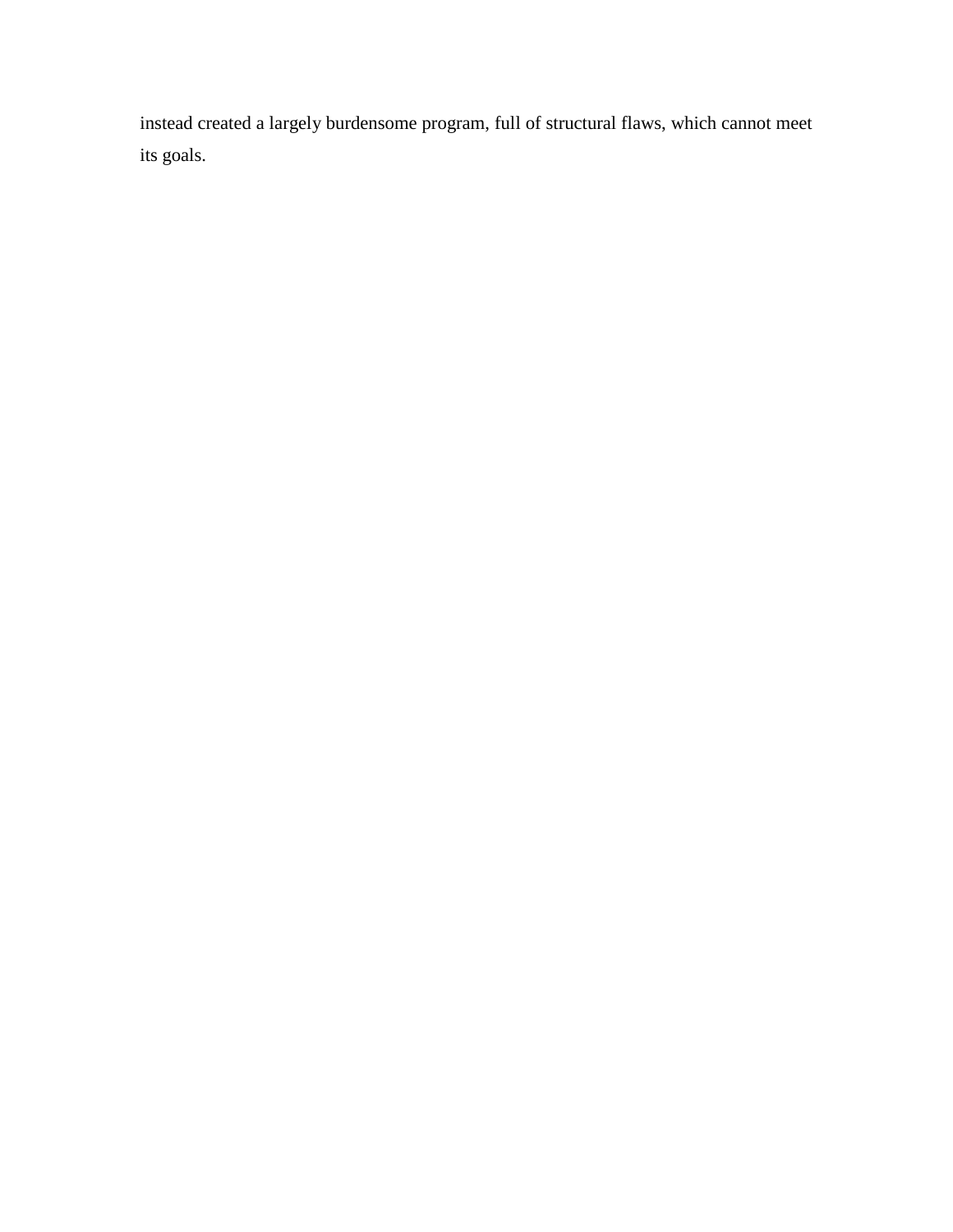instead created a largely burdensome program, full of structural flaws, which cannot meet its goals.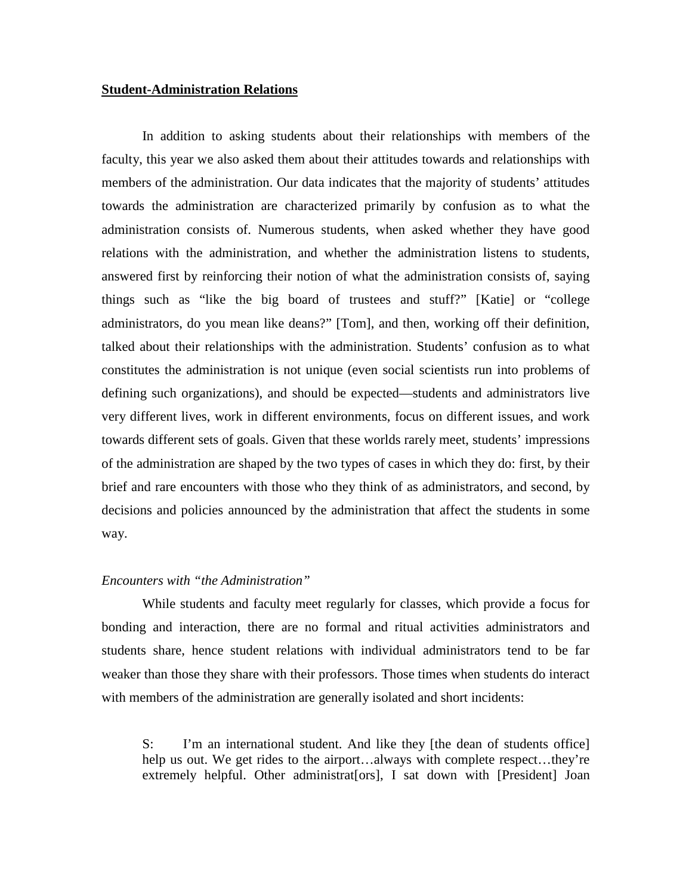## **Student-Administration Relations**

In addition to asking students about their relationships with members of the faculty, this year we also asked them about their attitudes towards and relationships with members of the administration. Our data indicates that the majority of students' attitudes towards the administration are characterized primarily by confusion as to what the administration consists of. Numerous students, when asked whether they have good relations with the administration, and whether the administration listens to students, answered first by reinforcing their notion of what the administration consists of, saying things such as "like the big board of trustees and stuff?" [Katie] or "college administrators, do you mean like deans?" [Tom], and then, working off their definition, talked about their relationships with the administration. Students' confusion as to what constitutes the administration is not unique (even social scientists run into problems of defining such organizations), and should be expected—students and administrators live very different lives, work in different environments, focus on different issues, and work towards different sets of goals. Given that these worlds rarely meet, students' impressions of the administration are shaped by the two types of cases in which they do: first, by their brief and rare encounters with those who they think of as administrators, and second, by decisions and policies announced by the administration that affect the students in some way.

*Encounters with "the Administration"*

While students and faculty meet regularly for classes, which provide a focus for bonding and interaction, there are no formal and ritual activities administrators and students share, hence student relations with individual administrators tend to be far weaker than those they share with their professors. Those times when students do interact with members of the administration are generally isolated and short incidents:

> S: I'm an international student. And like they [the dean of students office] help us out. We get rides to the airport…always with complete respect…they're extremely helpful. Other administrat[ors], I sat down with [President] Joan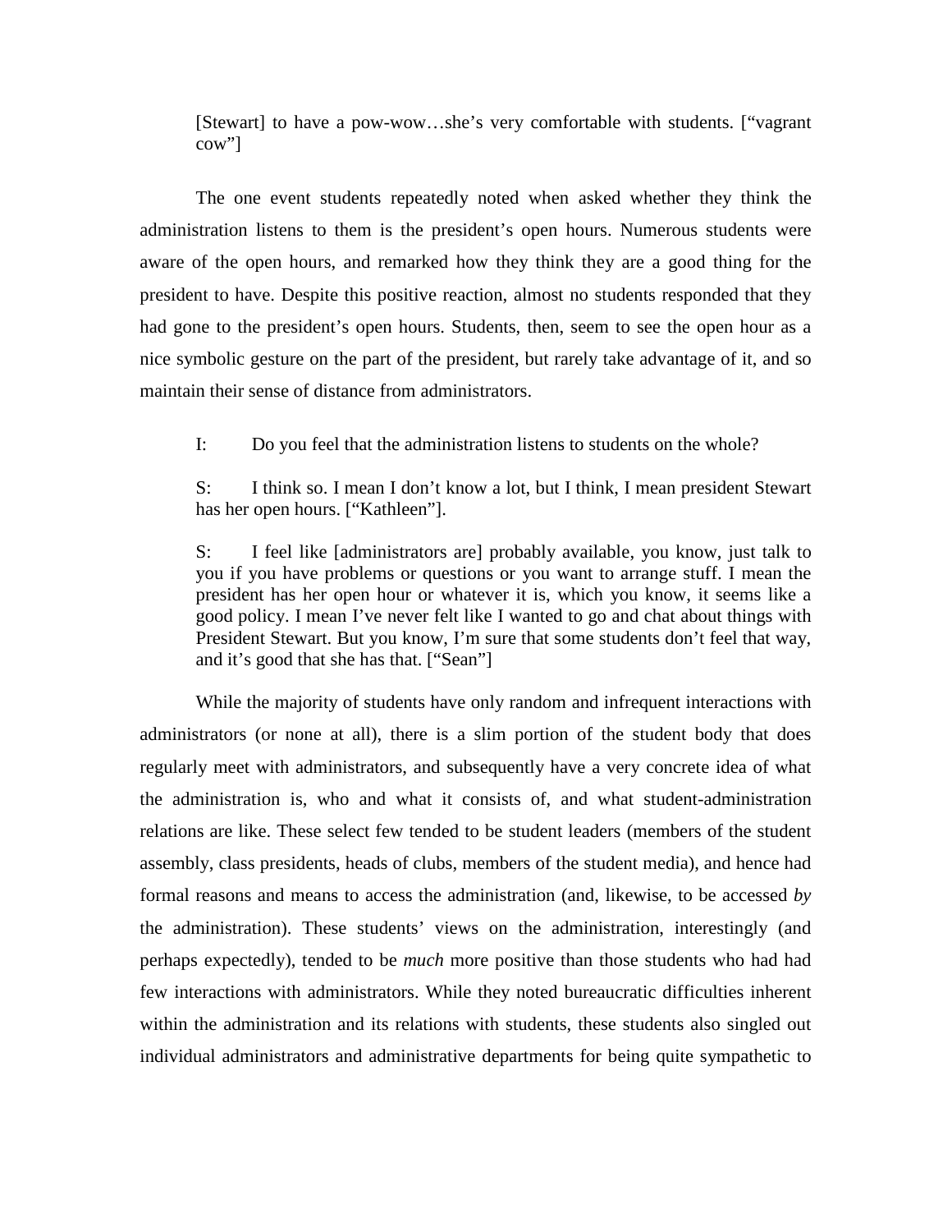[Stewart] to have a pow-wow…she's very comfortable with students. ["vagrant cow"]

The one event students repeatedly noted when asked whether they think the administration listens to them is the president's open hours. Numerous students were aware of the open hours, and remarked how they think they are a good thing for the president to have. Despite this positive reaction, almost no students responded that they had gone to the president's open hours. Students, then, seem to see the open hour as a nice symbolic gesture on the part of the president, but rarely take advantage of it, and so maintain their sense of distance from administrators.

> I: Do you feel that the administration listens to students on the whole?
>
> S: I think so. I mean I don't know a lot, but I think, I mean president Stewart has her open hours. ["Kathleen"].
>
> S: I feel like [administrators are] probably available, you know, just talk to you if you have problems or questions or you want to arrange stuff. I mean the president has her open hour or whatever it is, which you know, it seems like a good policy. I mean I've never felt like I wanted to go and chat about things with President Stewart. But you know, I'm sure that some students don't feel that way, and it's good that she has that. ["Sean"]

While the majority of students have only random and infrequent interactions with administrators (or none at all), there is a slim portion of the student body that does regularly meet with administrators, and subsequently have a very concrete idea of what the administration is, who and what it consists of, and what student-administration relations are like. These select few tended to be student leaders (members of the student assembly, class presidents, heads of clubs, members of the student media), and hence had formal reasons and means to access the administration (and, likewise, to be accessed *by* the administration). These students' views on the administration, interestingly (and perhaps expectedly), tended to be *much* more positive than those students who had had few interactions with administrators. While they noted bureaucratic difficulties inherent within the administration and its relations with students, these students also singled out individual administrators and administrative departments for being quite sympathetic to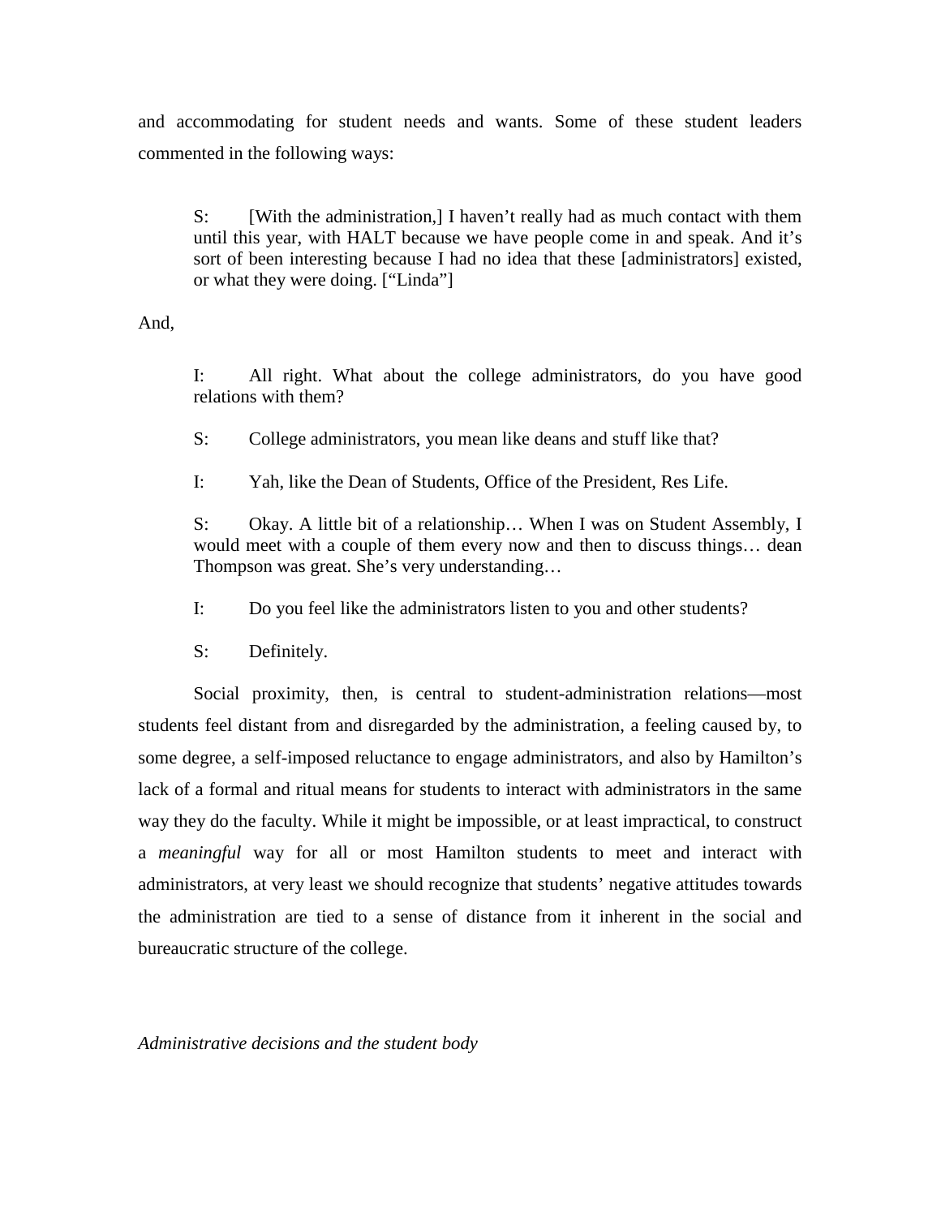and accommodating for student needs and wants. Some of these student leaders commented in the following ways:

> S: [With the administration,] I haven't really had as much contact with them until this year, with HALT because we have people come in and speak. And it's sort of been interesting because I had no idea that these [administrators] existed, or what they were doing. ["Linda"]

And,

> I: All right. What about the college administrators, do you have good relations with them?
>
> S: College administrators, you mean like deans and stuff like that?
>
> I: Yah, like the Dean of Students, Office of the President, Res Life.
>
> S: Okay. A little bit of a relationship… When I was on Student Assembly, I would meet with a couple of them every now and then to discuss things… dean Thompson was great. She's very understanding…
>
> I: Do you feel like the administrators listen to you and other students?
>
> S: Definitely.

Social proximity, then, is central to student-administration relations—most students feel distant from and disregarded by the administration, a feeling caused by, to some degree, a self-imposed reluctance to engage administrators, and also by Hamilton's lack of a formal and ritual means for students to interact with administrators in the same way they do the faculty. While it might be impossible, or at least impractical, to construct a *meaningful* way for all or most Hamilton students to meet and interact with administrators, at very least we should recognize that students' negative attitudes towards the administration are tied to a sense of distance from it inherent in the social and bureaucratic structure of the college.

*Administrative decisions and the student body*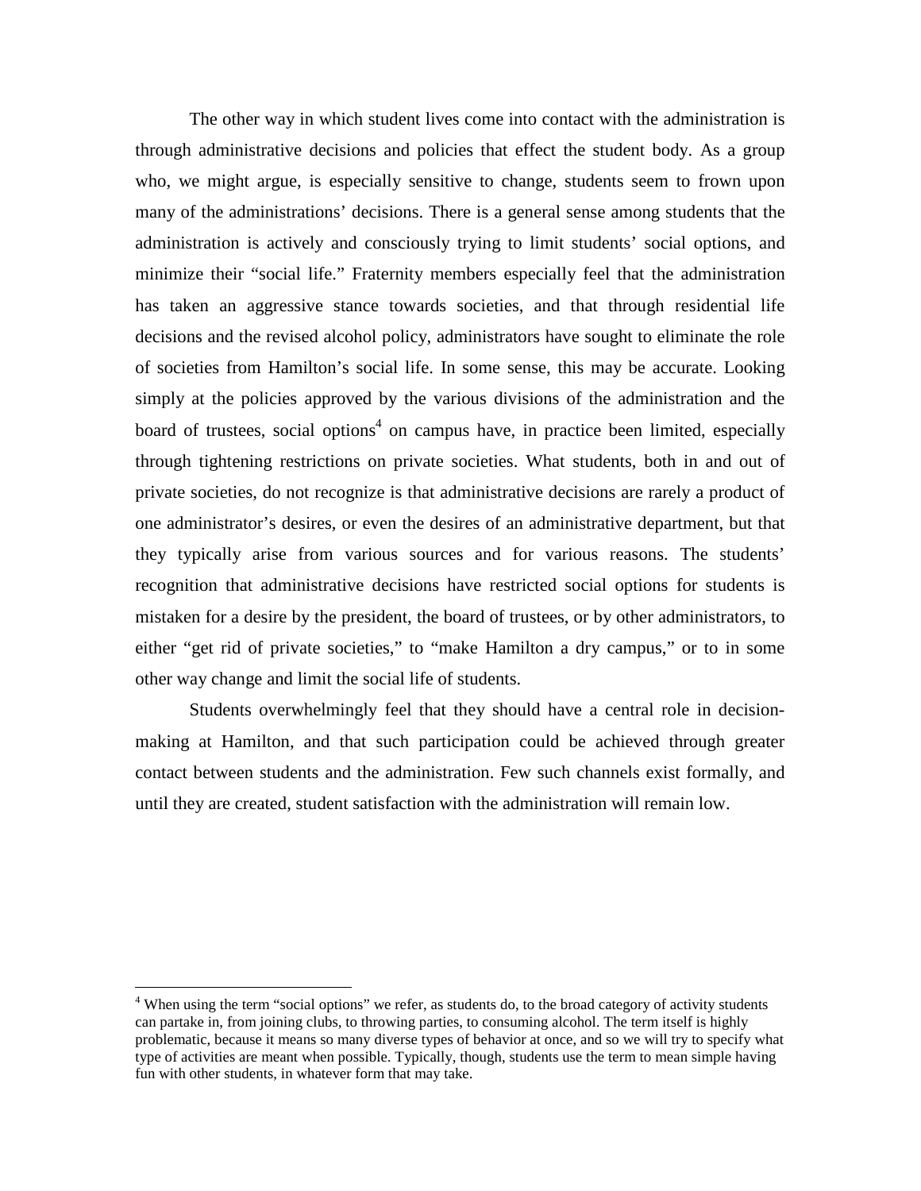The other way in which student lives come into contact with the administration is through administrative decisions and policies that effect the student body. As a group who, we might argue, is especially sensitive to change, students seem to frown upon many of the administrations' decisions. There is a general sense among students that the administration is actively and consciously trying to limit students' social options, and minimize their "social life." Fraternity members especially feel that the administration has taken an aggressive stance towards societies, and that through residential life decisions and the revised alcohol policy, administrators have sought to eliminate the role of societies from Hamilton's social life. In some sense, this may be accurate. Looking simply at the policies approved by the various divisions of the administration and the board of trustees, social options[4] on campus have, in practice been limited, especially through tightening restrictions on private societies. What students, both in and out of private societies, do not recognize is that administrative decisions are rarely a product of one administrator's desires, or even the desires of an administrative department, but that they typically arise from various sources and for various reasons. The students' recognition that administrative decisions have restricted social options for students is mistaken for a desire by the president, the board of trustees, or by other administrators, to either "get rid of private societies," to "make Hamilton a dry campus," or to in some other way change and limit the social life of students.

Students overwhelmingly feel that they should have a central role in decision-making at Hamilton, and that such participation could be achieved through greater contact between students and the administration. Few such channels exist formally, and until they are created, student satisfaction with the administration will remain low.

---

[4] When using the term "social options" we refer, as students do, to the broad category of activity students can partake in, from joining clubs, to throwing parties, to consuming alcohol. The term itself is highly problematic, because it means so many diverse types of behavior at once, and so we will try to specify what type of activities are meant when possible. Typically, though, students use the term to mean simple having fun with other students, in whatever form that may take.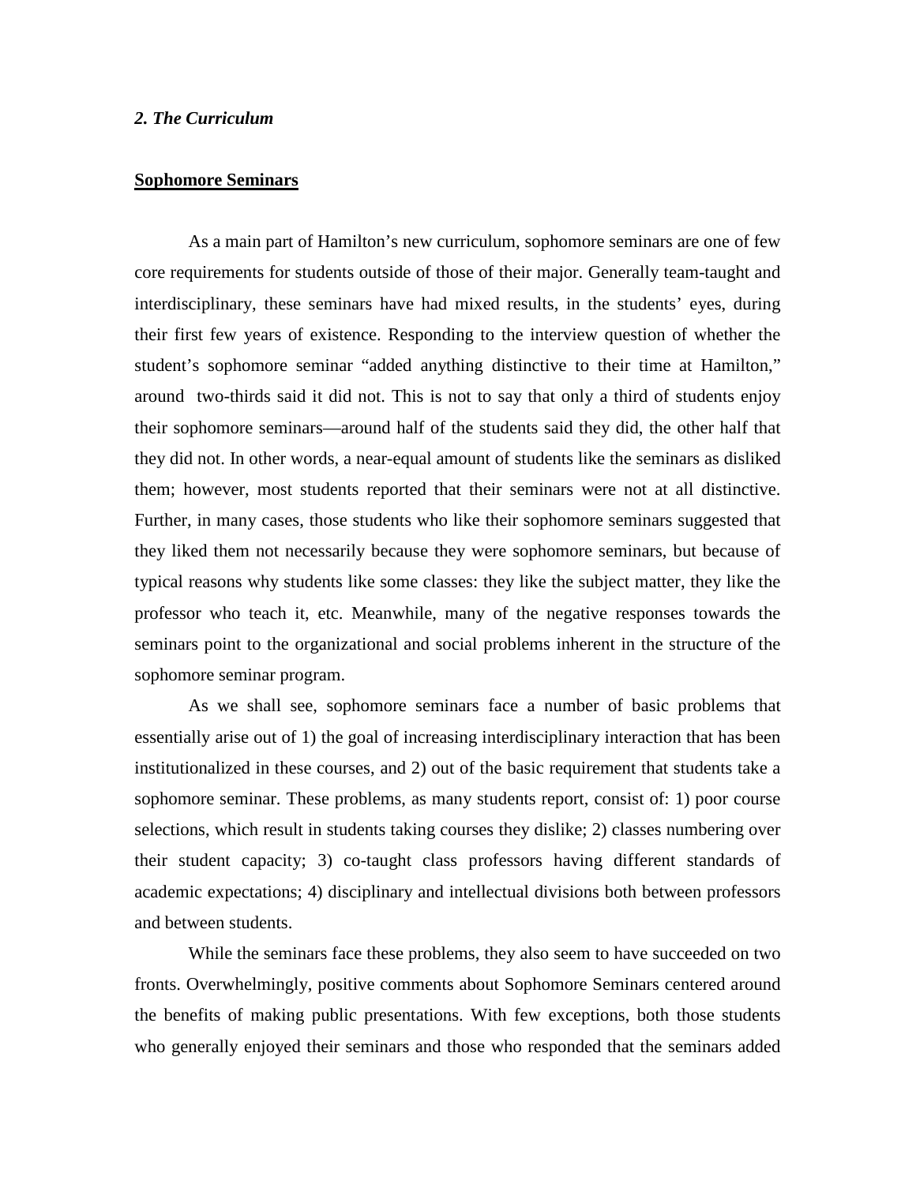### *2. The Curriculum*

**Sophomore Seminars**

As a main part of Hamilton's new curriculum, sophomore seminars are one of few core requirements for students outside of those of their major. Generally team-taught and interdisciplinary, these seminars have had mixed results, in the students' eyes, during their first few years of existence. Responding to the interview question of whether the student's sophomore seminar "added anything distinctive to their time at Hamilton," around two-thirds said it did not. This is not to say that only a third of students enjoy their sophomore seminars—around half of the students said they did, the other half that they did not. In other words, a near-equal amount of students like the seminars as disliked them; however, most students reported that their seminars were not at all distinctive. Further, in many cases, those students who like their sophomore seminars suggested that they liked them not necessarily because they were sophomore seminars, but because of typical reasons why students like some classes: they like the subject matter, they like the professor who teach it, etc. Meanwhile, many of the negative responses towards the seminars point to the organizational and social problems inherent in the structure of the sophomore seminar program.

As we shall see, sophomore seminars face a number of basic problems that essentially arise out of 1) the goal of increasing interdisciplinary interaction that has been institutionalized in these courses, and 2) out of the basic requirement that students take a sophomore seminar. These problems, as many students report, consist of: 1) poor course selections, which result in students taking courses they dislike; 2) classes numbering over their student capacity; 3) co-taught class professors having different standards of academic expectations; 4) disciplinary and intellectual divisions both between professors and between students.

While the seminars face these problems, they also seem to have succeeded on two fronts. Overwhelmingly, positive comments about Sophomore Seminars centered around the benefits of making public presentations. With few exceptions, both those students who generally enjoyed their seminars and those who responded that the seminars added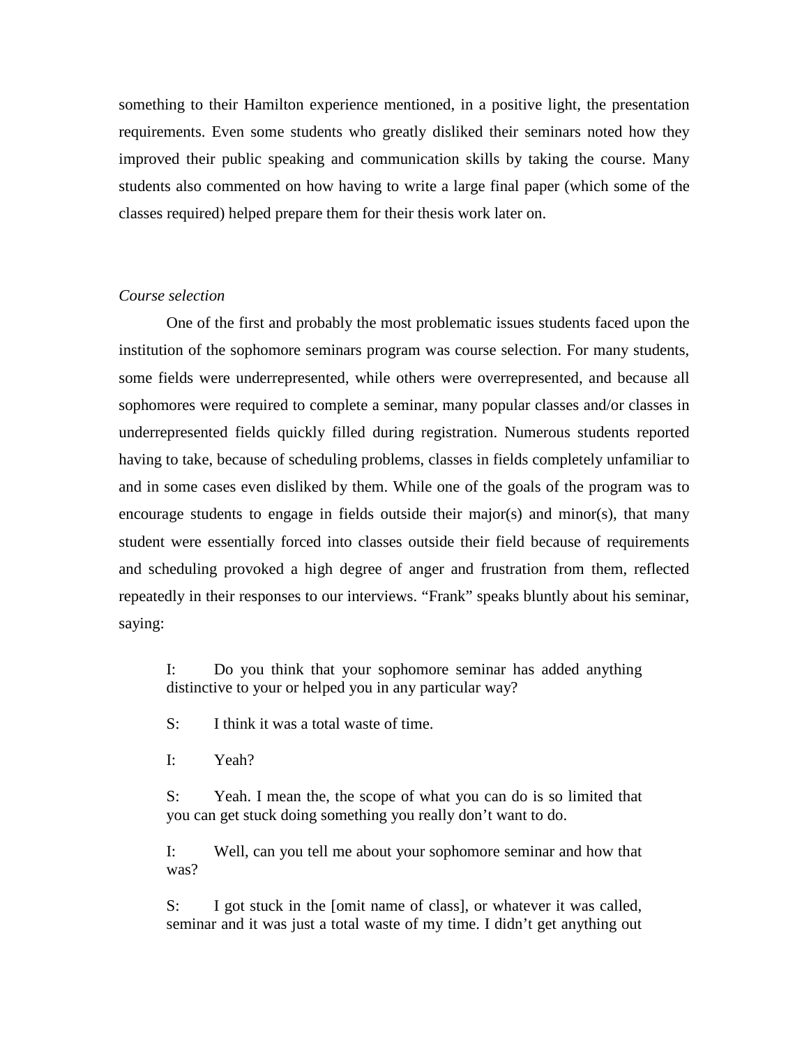something to their Hamilton experience mentioned, in a positive light, the presentation requirements. Even some students who greatly disliked their seminars noted how they improved their public speaking and communication skills by taking the course. Many students also commented on how having to write a large final paper (which some of the classes required) helped prepare them for their thesis work later on.

*Course selection*

One of the first and probably the most problematic issues students faced upon the institution of the sophomore seminars program was course selection. For many students, some fields were underrepresented, while others were overrepresented, and because all sophomores were required to complete a seminar, many popular classes and/or classes in underrepresented fields quickly filled during registration. Numerous students reported having to take, because of scheduling problems, classes in fields completely unfamiliar to and in some cases even disliked by them. While one of the goals of the program was to encourage students to engage in fields outside their major(s) and minor(s), that many student were essentially forced into classes outside their field because of requirements and scheduling provoked a high degree of anger and frustration from them, reflected repeatedly in their responses to our interviews. "Frank" speaks bluntly about his seminar, saying:

> I: Do you think that your sophomore seminar has added anything distinctive to your or helped you in any particular way?
>
> S: I think it was a total waste of time.
>
> I: Yeah?
>
> S: Yeah. I mean the, the scope of what you can do is so limited that you can get stuck doing something you really don't want to do.
>
> I: Well, can you tell me about your sophomore seminar and how that was?
>
> S: I got stuck in the [omit name of class], or whatever it was called, seminar and it was just a total waste of my time. I didn't get anything out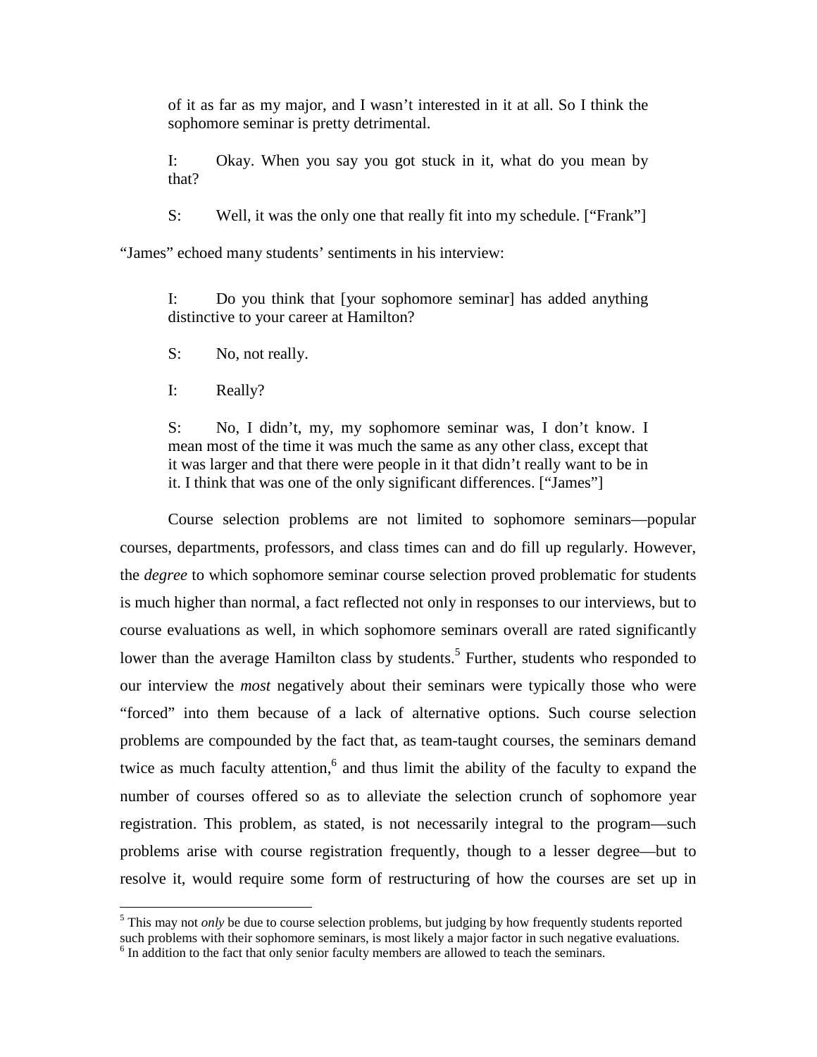> of it as far as my major, and I wasn't interested in it at all. So I think the sophomore seminar is pretty detrimental.
>
> I: Okay. When you say you got stuck in it, what do you mean by that?
>
> S: Well, it was the only one that really fit into my schedule. ["Frank"]

"James" echoed many students' sentiments in his interview:

> I: Do you think that [your sophomore seminar] has added anything distinctive to your career at Hamilton?
>
> S: No, not really.
>
> I: Really?
>
> S: No, I didn't, my, my sophomore seminar was, I don't know. I mean most of the time it was much the same as any other class, except that it was larger and that there were people in it that didn't really want to be in it. I think that was one of the only significant differences. ["James"]

Course selection problems are not limited to sophomore seminars—popular courses, departments, professors, and class times can and do fill up regularly. However, the *degree* to which sophomore seminar course selection proved problematic for students is much higher than normal, a fact reflected not only in responses to our interviews, but to course evaluations as well, in which sophomore seminars overall are rated significantly lower than the average Hamilton class by students.[5] Further, students who responded to our interview the *most* negatively about their seminars were typically those who were "forced" into them because of a lack of alternative options. Such course selection problems are compounded by the fact that, as team-taught courses, the seminars demand twice as much faculty attention,[6] and thus limit the ability of the faculty to expand the number of courses offered so as to alleviate the selection crunch of sophomore year registration. This problem, as stated, is not necessarily integral to the program—such problems arise with course registration frequently, though to a lesser degree—but to resolve it, would require some form of restructuring of how the courses are set up in

---

[5] This may not *only* be due to course selection problems, but judging by how frequently students reported such problems with their sophomore seminars, is most likely a major factor in such negative evaluations.

[6] In addition to the fact that only senior faculty members are allowed to teach the seminars.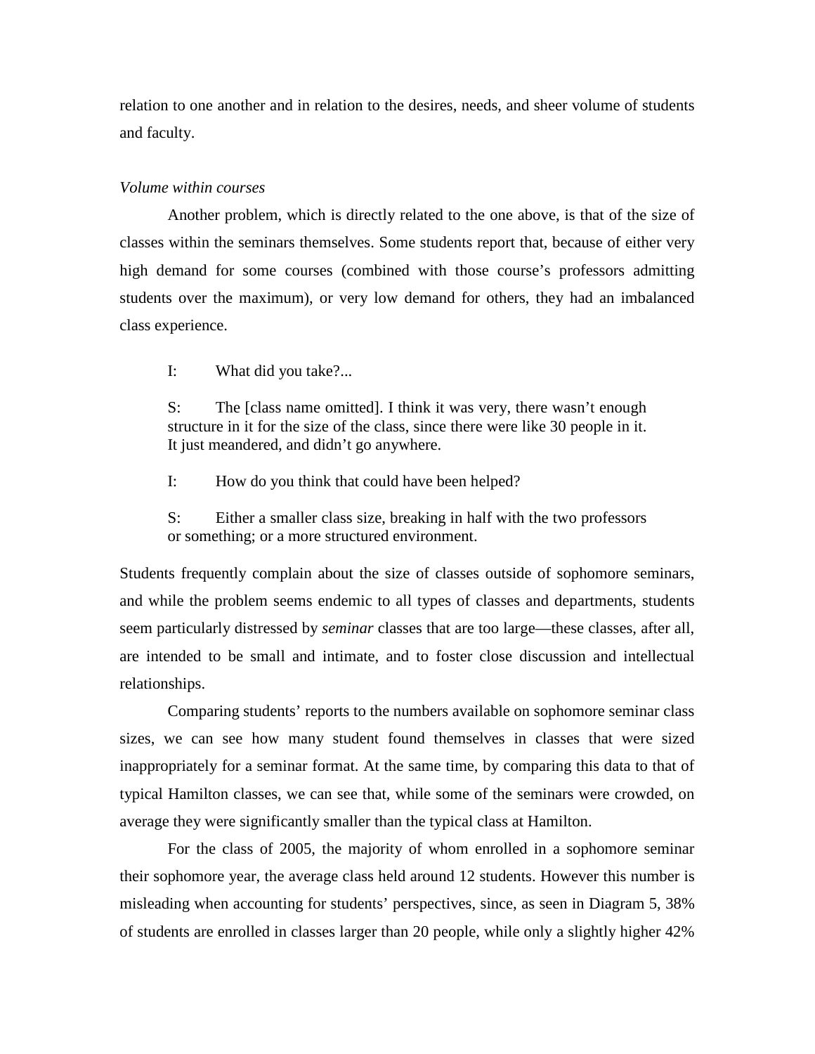relation to one another and in relation to the desires, needs, and sheer volume of students and faculty.

*Volume within courses*

Another problem, which is directly related to the one above, is that of the size of classes within the seminars themselves. Some students report that, because of either very high demand for some courses (combined with those course's professors admitting students over the maximum), or very low demand for others, they had an imbalanced class experience.

> I: What did you take?...
>
> S: The [class name omitted]. I think it was very, there wasn't enough structure in it for the size of the class, since there were like 30 people in it. It just meandered, and didn't go anywhere.
>
> I: How do you think that could have been helped?
>
> S: Either a smaller class size, breaking in half with the two professors or something; or a more structured environment.

Students frequently complain about the size of classes outside of sophomore seminars, and while the problem seems endemic to all types of classes and departments, students seem particularly distressed by *seminar* classes that are too large—these classes, after all, are intended to be small and intimate, and to foster close discussion and intellectual relationships.

Comparing students' reports to the numbers available on sophomore seminar class sizes, we can see how many student found themselves in classes that were sized inappropriately for a seminar format. At the same time, by comparing this data to that of typical Hamilton classes, we can see that, while some of the seminars were crowded, on average they were significantly smaller than the typical class at Hamilton.

For the class of 2005, the majority of whom enrolled in a sophomore seminar their sophomore year, the average class held around 12 students. However this number is misleading when accounting for students' perspectives, since, as seen in Diagram 5, 38% of students are enrolled in classes larger than 20 people, while only a slightly higher 42%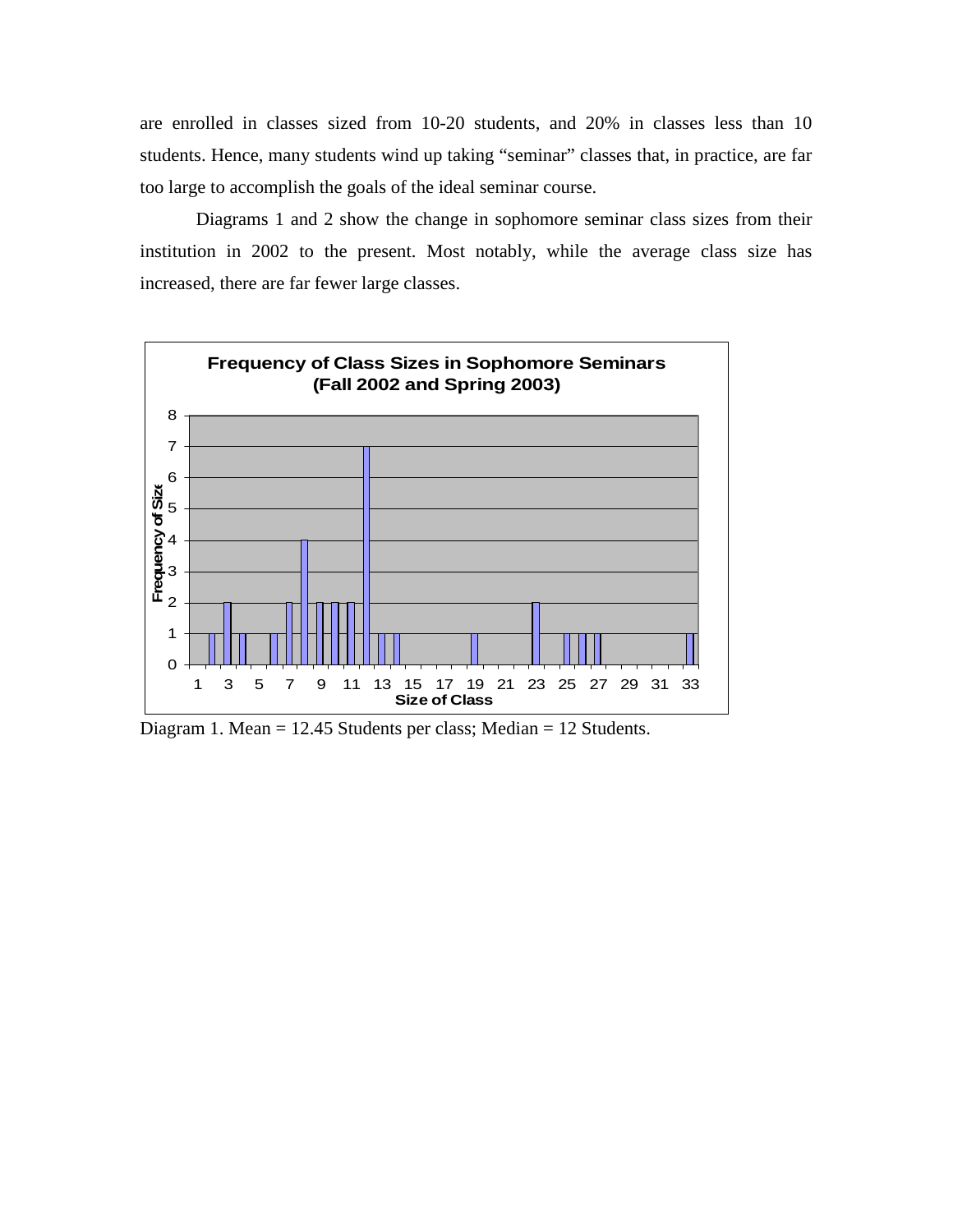are enrolled in classes sized from 10-20 students, and 20% in classes less than 10 students. Hence, many students wind up taking “seminar” classes that, in practice, are far too large to accomplish the goals of the ideal seminar course.

Diagrams 1 and 2 show the change in sophomore seminar class sizes from their institution in 2002 to the present. Most notably, while the average class size has increased, there are far fewer large classes.

Diagram 1. Mean = 12.45 Students per class; Median = 12 Students.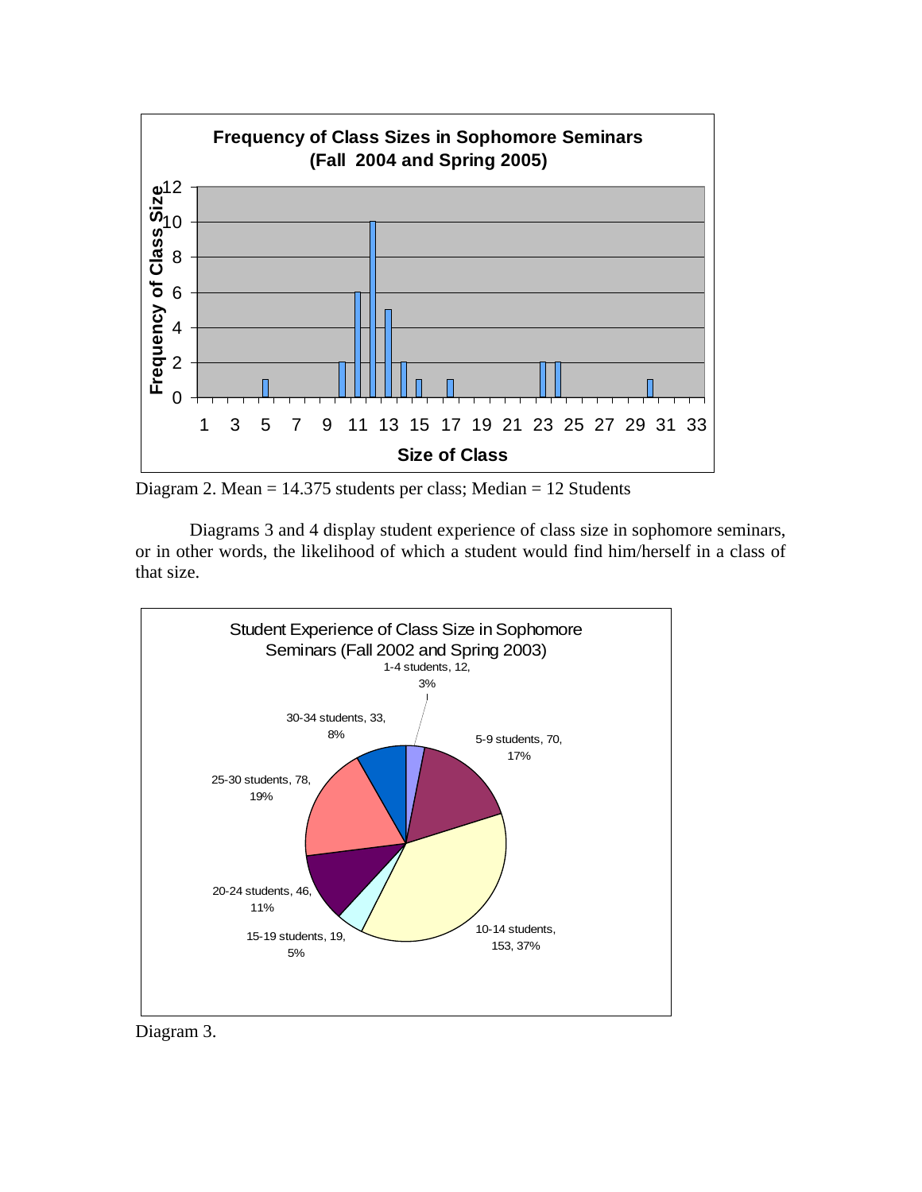Diagram 2. Mean = 14.375 students per class; Median = 12 Students

Diagrams 3 and 4 display student experience of class size in sophomore seminars, or in other words, the likelihood of which a student would find him/herself in a class of that size.

Diagram 3.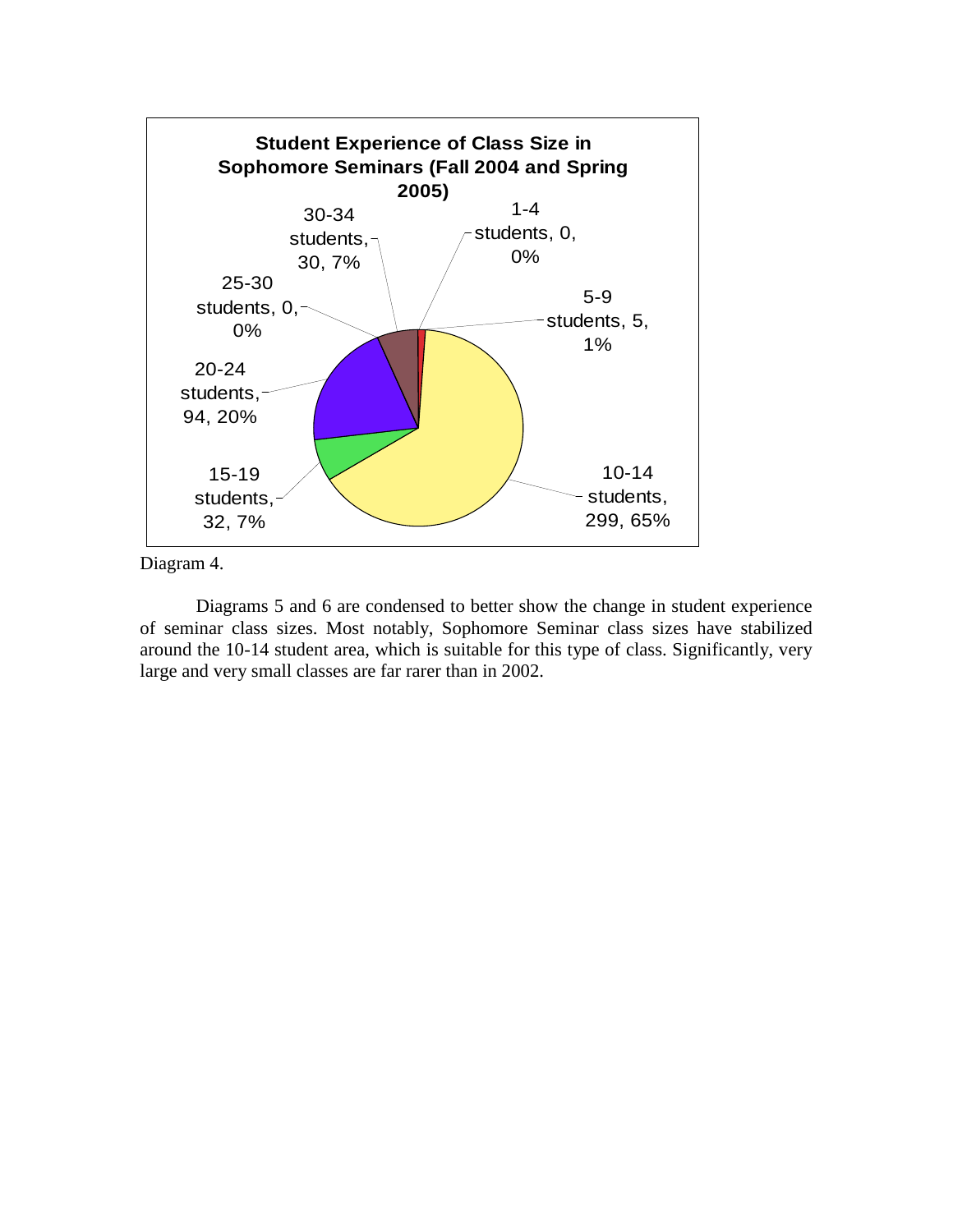**Student Experience of Class Size in Sophomore Seminars (Fall 2004 and Spring 2005)**

| Class Size | Students | Percent |
|---|---|---|
| 1-4 students | 0 | 0% |
| 5-9 students | 5 | 1% |
| 10-14 students | 299 | 65% |
| 15-19 students | 32 | 7% |
| 20-24 students | 94 | 20% |
| 25-30 students | 0 | 0% |
| 30-34 students | 30 | 7% |

Diagram 4.

Diagrams 5 and 6 are condensed to better show the change in student experience of seminar class sizes. Most notably, Sophomore Seminar class sizes have stabilized around the 10-14 student area, which is suitable for this type of class. Significantly, very large and very small classes are far rarer than in 2002.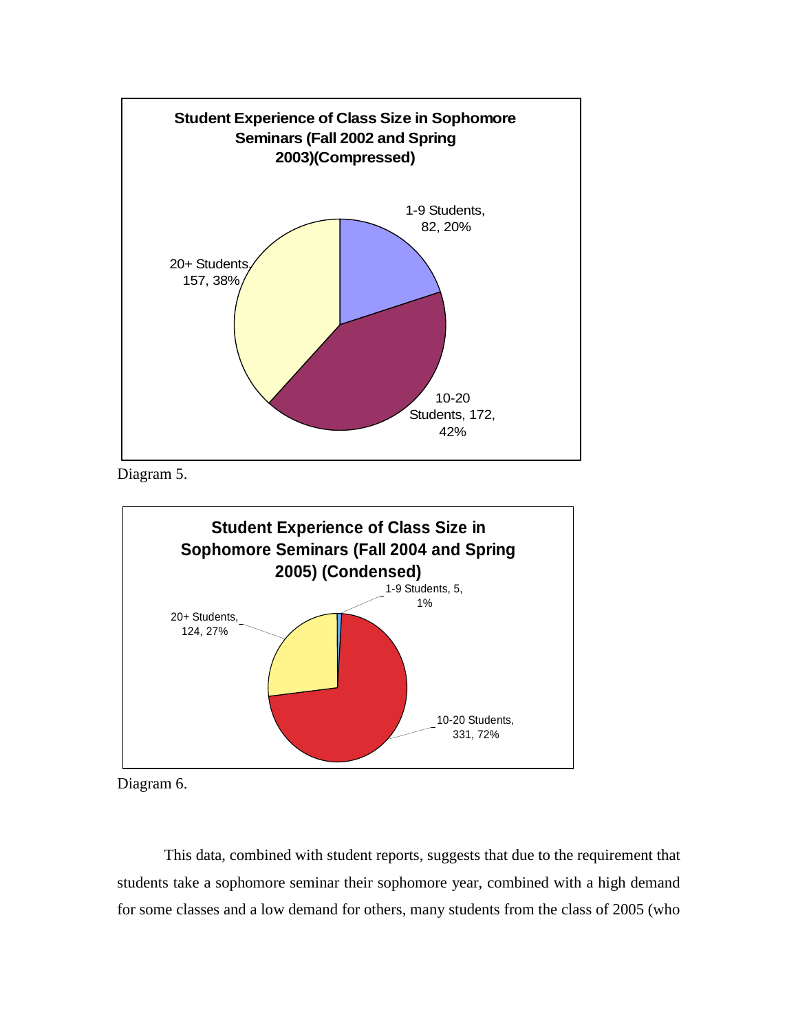**Student Experience of Class Size in Sophomore Seminars (Fall 2002 and Spring 2003)(Compressed)**

1-9 Students, 82, 20%

10-20 Students, 172, 42%

20+ Students, 157, 38%

Diagram 5.

**Student Experience of Class Size in Sophomore Seminars (Fall 2004 and Spring 2005) (Condensed)**

1-9 Students, 5, 1%

10-20 Students, 331, 72%

20+ Students, 124, 27%

Diagram 6.

This data, combined with student reports, suggests that due to the requirement that students take a sophomore seminar their sophomore year, combined with a high demand for some classes and a low demand for others, many students from the class of 2005 (who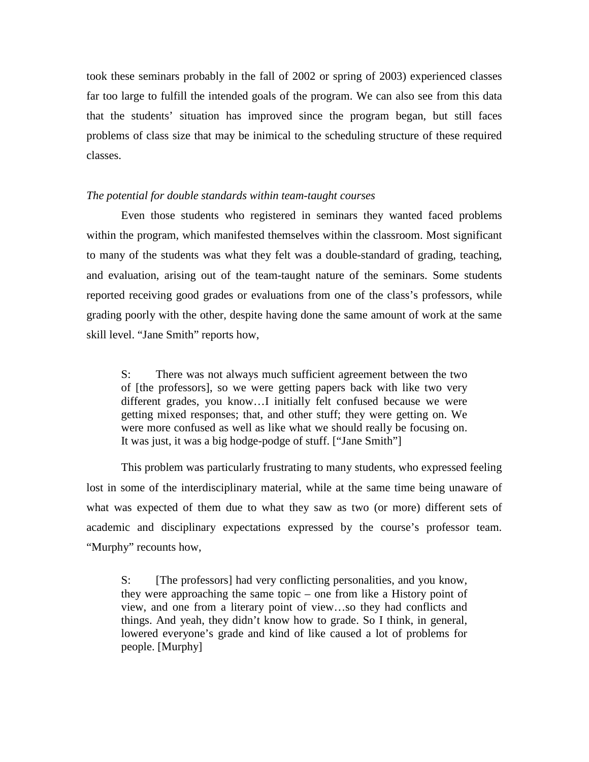took these seminars probably in the fall of 2002 or spring of 2003) experienced classes far too large to fulfill the intended goals of the program. We can also see from this data that the students' situation has improved since the program began, but still faces problems of class size that may be inimical to the scheduling structure of these required classes.

*The potential for double standards within team-taught courses*

Even those students who registered in seminars they wanted faced problems within the program, which manifested themselves within the classroom. Most significant to many of the students was what they felt was a double-standard of grading, teaching, and evaluation, arising out of the team-taught nature of the seminars. Some students reported receiving good grades or evaluations from one of the class's professors, while grading poorly with the other, despite having done the same amount of work at the same skill level. "Jane Smith" reports how,

> S: There was not always much sufficient agreement between the two of [the professors], so we were getting papers back with like two very different grades, you know…I initially felt confused because we were getting mixed responses; that, and other stuff; they were getting on. We were more confused as well as like what we should really be focusing on. It was just, it was a big hodge-podge of stuff. ["Jane Smith"]

This problem was particularly frustrating to many students, who expressed feeling lost in some of the interdisciplinary material, while at the same time being unaware of what was expected of them due to what they saw as two (or more) different sets of academic and disciplinary expectations expressed by the course's professor team. "Murphy" recounts how,

> S: [The professors] had very conflicting personalities, and you know, they were approaching the same topic – one from like a History point of view, and one from a literary point of view…so they had conflicts and things. And yeah, they didn't know how to grade. So I think, in general, lowered everyone's grade and kind of like caused a lot of problems for people. [Murphy]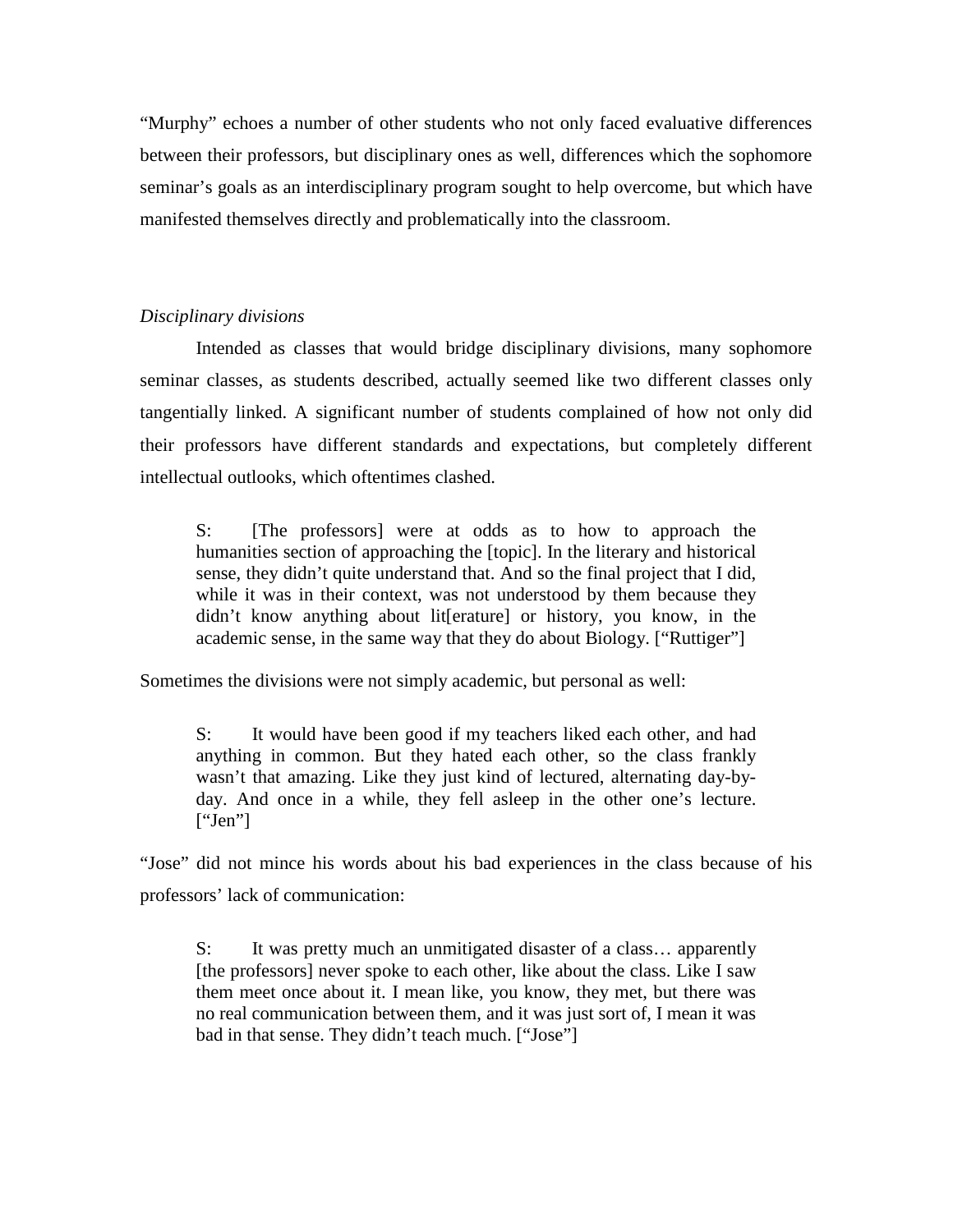"Murphy" echoes a number of other students who not only faced evaluative differences between their professors, but disciplinary ones as well, differences which the sophomore seminar's goals as an interdisciplinary program sought to help overcome, but which have manifested themselves directly and problematically into the classroom.

*Disciplinary divisions*

Intended as classes that would bridge disciplinary divisions, many sophomore seminar classes, as students described, actually seemed like two different classes only tangentially linked. A significant number of students complained of how not only did their professors have different standards and expectations, but completely different intellectual outlooks, which oftentimes clashed.

> S: [The professors] were at odds as to how to approach the humanities section of approaching the [topic]. In the literary and historical sense, they didn't quite understand that. And so the final project that I did, while it was in their context, was not understood by them because they didn't know anything about lit[erature] or history, you know, in the academic sense, in the same way that they do about Biology. ["Ruttiger"]

Sometimes the divisions were not simply academic, but personal as well:

> S: It would have been good if my teachers liked each other, and had anything in common. But they hated each other, so the class frankly wasn't that amazing. Like they just kind of lectured, alternating day-by-day. And once in a while, they fell asleep in the other one's lecture. ["Jen"]

"Jose" did not mince his words about his bad experiences in the class because of his professors' lack of communication:

> S: It was pretty much an unmitigated disaster of a class… apparently [the professors] never spoke to each other, like about the class. Like I saw them meet once about it. I mean like, you know, they met, but there was no real communication between them, and it was just sort of, I mean it was bad in that sense. They didn't teach much. ["Jose"]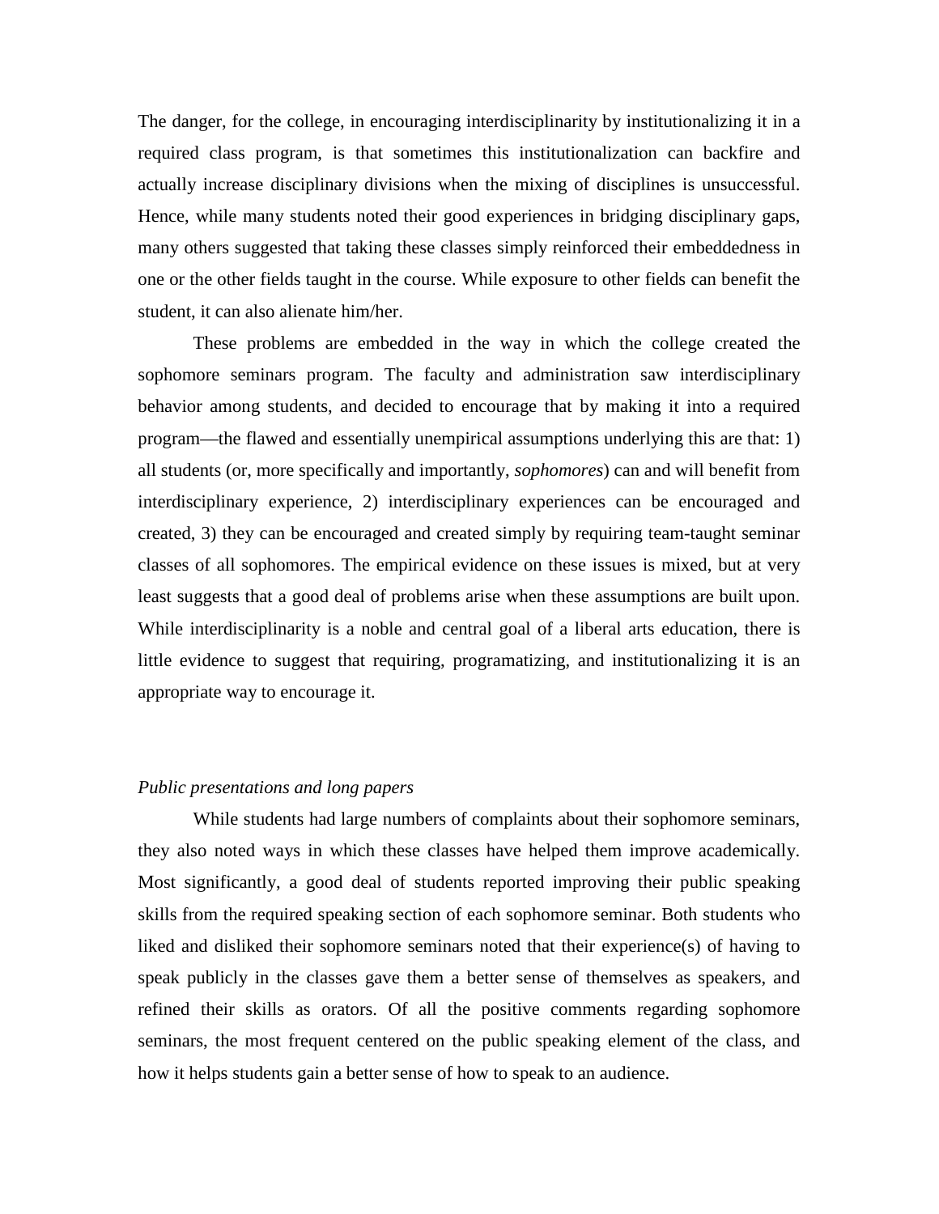The danger, for the college, in encouraging interdisciplinarity by institutionalizing it in a required class program, is that sometimes this institutionalization can backfire and actually increase disciplinary divisions when the mixing of disciplines is unsuccessful. Hence, while many students noted their good experiences in bridging disciplinary gaps, many others suggested that taking these classes simply reinforced their embeddedness in one or the other fields taught in the course. While exposure to other fields can benefit the student, it can also alienate him/her.

These problems are embedded in the way in which the college created the sophomore seminars program. The faculty and administration saw interdisciplinary behavior among students, and decided to encourage that by making it into a required program—the flawed and essentially unempirical assumptions underlying this are that: 1) all students (or, more specifically and importantly, *sophomores*) can and will benefit from interdisciplinary experience, 2) interdisciplinary experiences can be encouraged and created, 3) they can be encouraged and created simply by requiring team-taught seminar classes of all sophomores. The empirical evidence on these issues is mixed, but at very least suggests that a good deal of problems arise when these assumptions are built upon. While interdisciplinarity is a noble and central goal of a liberal arts education, there is little evidence to suggest that requiring, programatizing, and institutionalizing it is an appropriate way to encourage it.

*Public presentations and long papers*

While students had large numbers of complaints about their sophomore seminars, they also noted ways in which these classes have helped them improve academically. Most significantly, a good deal of students reported improving their public speaking skills from the required speaking section of each sophomore seminar. Both students who liked and disliked their sophomore seminars noted that their experience(s) of having to speak publicly in the classes gave them a better sense of themselves as speakers, and refined their skills as orators. Of all the positive comments regarding sophomore seminars, the most frequent centered on the public speaking element of the class, and how it helps students gain a better sense of how to speak to an audience.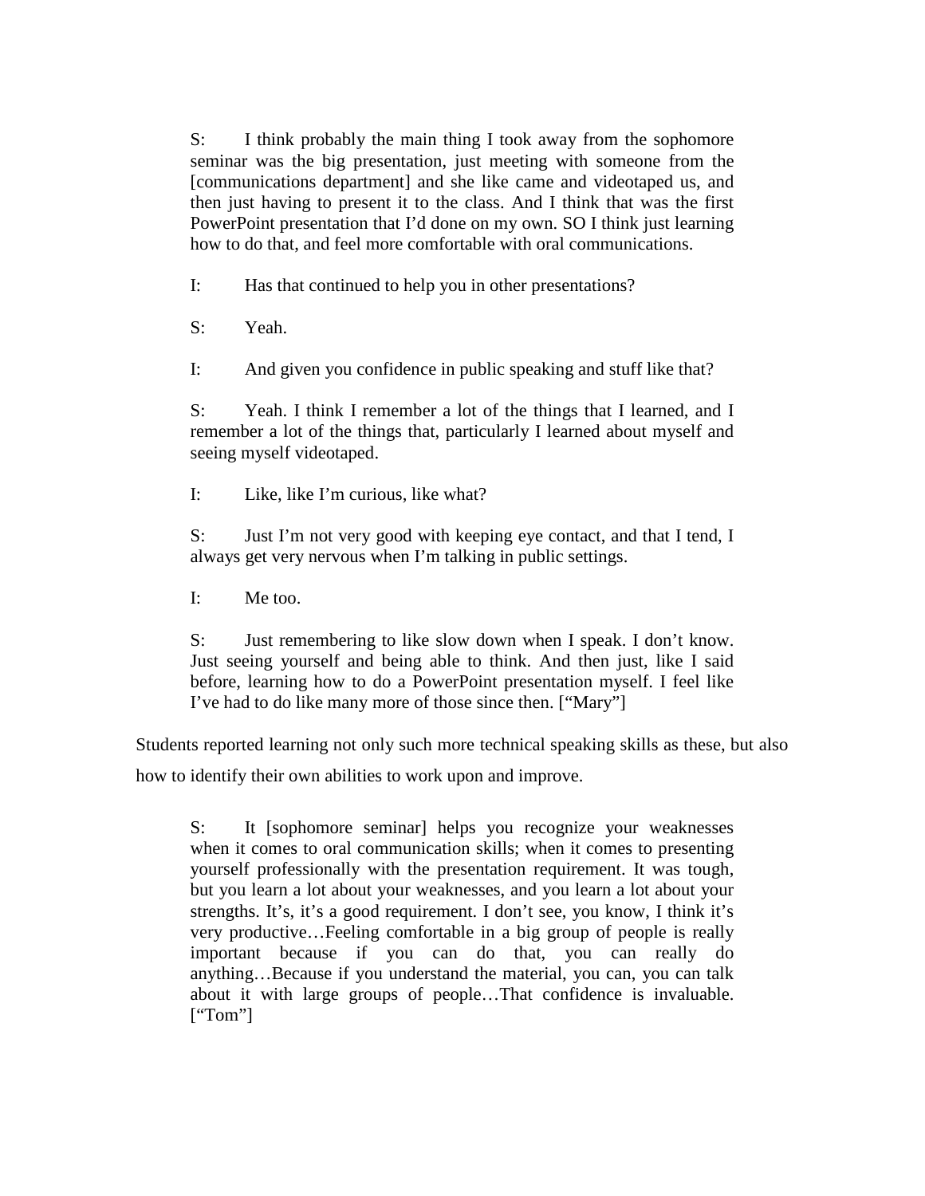> S: I think probably the main thing I took away from the sophomore seminar was the big presentation, just meeting with someone from the [communications department] and she like came and videotaped us, and then just having to present it to the class. And I think that was the first PowerPoint presentation that I'd done on my own. SO I think just learning how to do that, and feel more comfortable with oral communications.
>
> I: Has that continued to help you in other presentations?
>
> S: Yeah.
>
> I: And given you confidence in public speaking and stuff like that?
>
> S: Yeah. I think I remember a lot of the things that I learned, and I remember a lot of the things that, particularly I learned about myself and seeing myself videotaped.
>
> I: Like, like I'm curious, like what?
>
> S: Just I'm not very good with keeping eye contact, and that I tend, I always get very nervous when I'm talking in public settings.
>
> I: Me too.
>
> S: Just remembering to like slow down when I speak. I don't know. Just seeing yourself and being able to think. And then just, like I said before, learning how to do a PowerPoint presentation myself. I feel like I've had to do like many more of those since then. ["Mary"]

Students reported learning not only such more technical speaking skills as these, but also how to identify their own abilities to work upon and improve.

> S: It [sophomore seminar] helps you recognize your weaknesses when it comes to oral communication skills; when it comes to presenting yourself professionally with the presentation requirement. It was tough, but you learn a lot about your weaknesses, and you learn a lot about your strengths. It's, it's a good requirement. I don't see, you know, I think it's very productive…Feeling comfortable in a big group of people is really important because if you can do that, you can really do anything…Because if you understand the material, you can, you can talk about it with large groups of people…That confidence is invaluable. ["Tom"]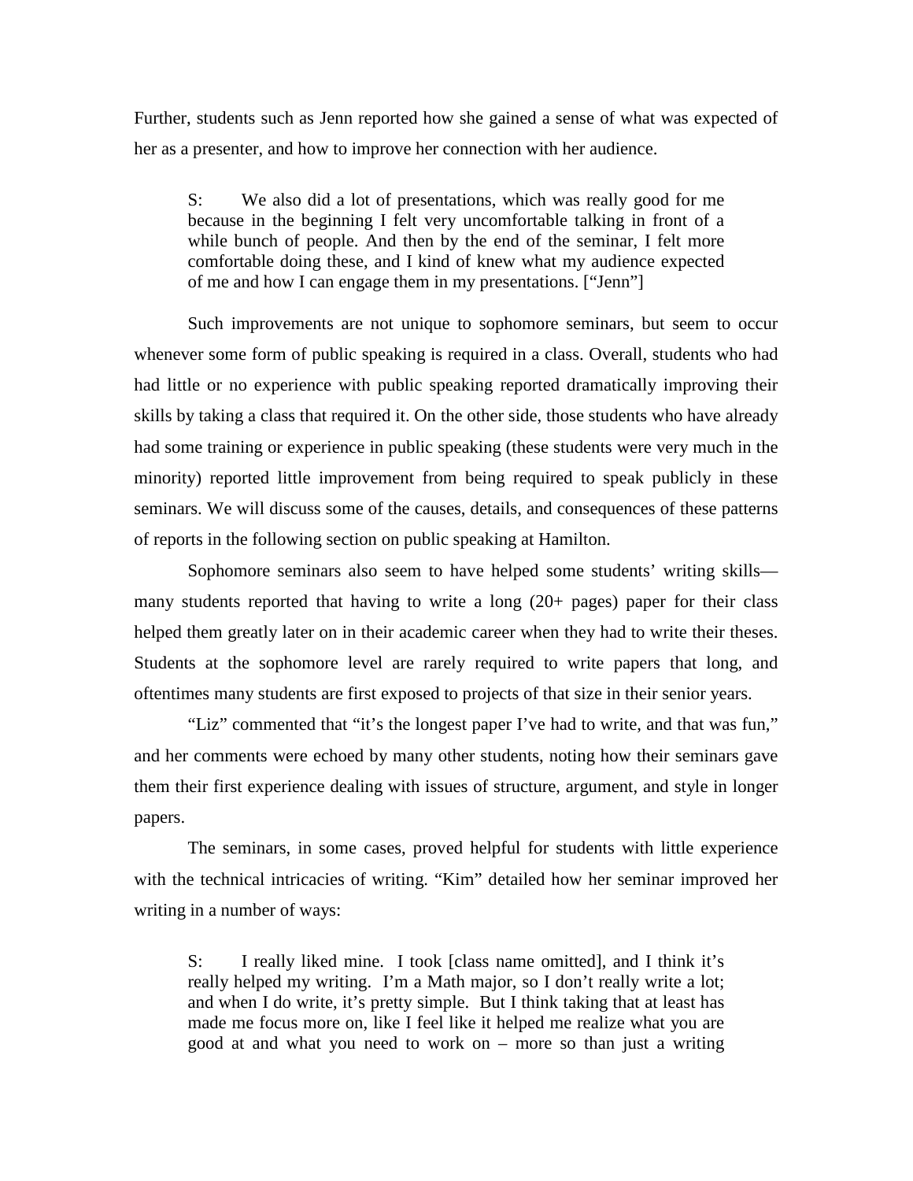Further, students such as Jenn reported how she gained a sense of what was expected of her as a presenter, and how to improve her connection with her audience.

> S: We also did a lot of presentations, which was really good for me because in the beginning I felt very uncomfortable talking in front of a while bunch of people. And then by the end of the seminar, I felt more comfortable doing these, and I kind of knew what my audience expected of me and how I can engage them in my presentations. ["Jenn"]

Such improvements are not unique to sophomore seminars, but seem to occur whenever some form of public speaking is required in a class. Overall, students who had had little or no experience with public speaking reported dramatically improving their skills by taking a class that required it. On the other side, those students who have already had some training or experience in public speaking (these students were very much in the minority) reported little improvement from being required to speak publicly in these seminars. We will discuss some of the causes, details, and consequences of these patterns of reports in the following section on public speaking at Hamilton.

Sophomore seminars also seem to have helped some students' writing skills—many students reported that having to write a long (20+ pages) paper for their class helped them greatly later on in their academic career when they had to write their theses. Students at the sophomore level are rarely required to write papers that long, and oftentimes many students are first exposed to projects of that size in their senior years.

"Liz" commented that "it's the longest paper I've had to write, and that was fun," and her comments were echoed by many other students, noting how their seminars gave them their first experience dealing with issues of structure, argument, and style in longer papers.

The seminars, in some cases, proved helpful for students with little experience with the technical intricacies of writing. "Kim" detailed how her seminar improved her writing in a number of ways:

> S: I really liked mine. I took [class name omitted], and I think it's really helped my writing. I'm a Math major, so I don't really write a lot; and when I do write, it's pretty simple. But I think taking that at least has made me focus more on, like I feel like it helped me realize what you are good at and what you need to work on – more so than just a writing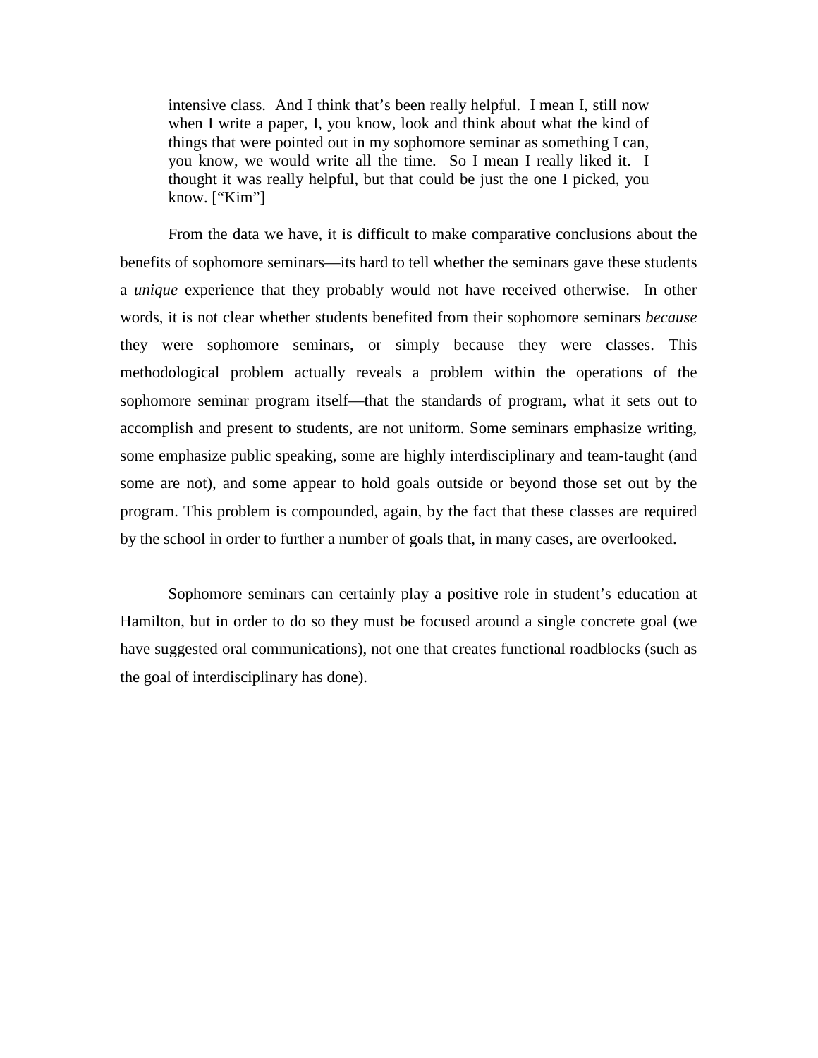> intensive class. And I think that's been really helpful. I mean I, still now when I write a paper, I, you know, look and think about what the kind of things that were pointed out in my sophomore seminar as something I can, you know, we would write all the time. So I mean I really liked it. I thought it was really helpful, but that could be just the one I picked, you know. ["Kim"]

From the data we have, it is difficult to make comparative conclusions about the benefits of sophomore seminars—its hard to tell whether the seminars gave these students a *unique* experience that they probably would not have received otherwise. In other words, it is not clear whether students benefited from their sophomore seminars *because* they were sophomore seminars, or simply because they were classes. This methodological problem actually reveals a problem within the operations of the sophomore seminar program itself—that the standards of program, what it sets out to accomplish and present to students, are not uniform. Some seminars emphasize writing, some emphasize public speaking, some are highly interdisciplinary and team-taught (and some are not), and some appear to hold goals outside or beyond those set out by the program. This problem is compounded, again, by the fact that these classes are required by the school in order to further a number of goals that, in many cases, are overlooked.

Sophomore seminars can certainly play a positive role in student's education at Hamilton, but in order to do so they must be focused around a single concrete goal (we have suggested oral communications), not one that creates functional roadblocks (such as the goal of interdisciplinary has done).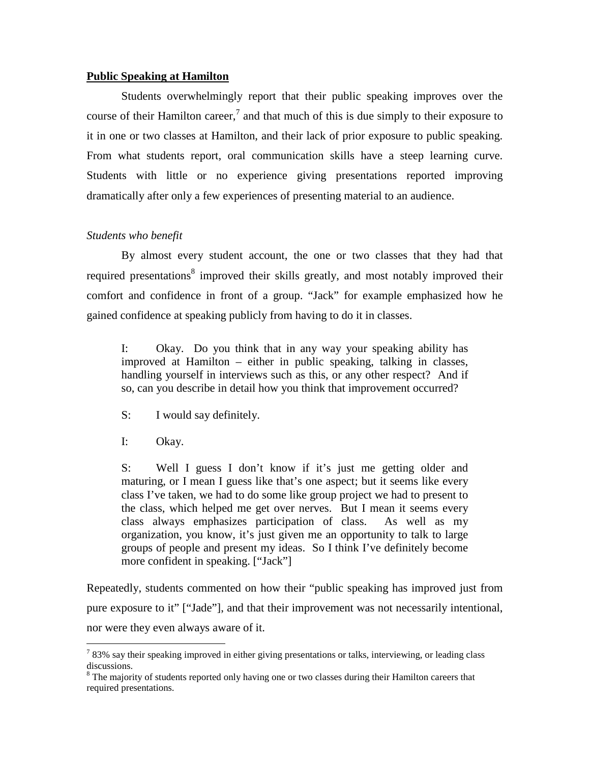**Public Speaking at Hamilton**

Students overwhelmingly report that their public speaking improves over the course of their Hamilton career,[7] and that much of this is due simply to their exposure to it in one or two classes at Hamilton, and their lack of prior exposure to public speaking. From what students report, oral communication skills have a steep learning curve. Students with little or no experience giving presentations reported improving dramatically after only a few experiences of presenting material to an audience.

*Students who benefit*

By almost every student account, the one or two classes that they had that required presentations[8] improved their skills greatly, and most notably improved their comfort and confidence in front of a group. "Jack" for example emphasized how he gained confidence at speaking publicly from having to do it in classes.

> I: Okay. Do you think that in any way your speaking ability has improved at Hamilton – either in public speaking, talking in classes, handling yourself in interviews such as this, or any other respect? And if so, can you describe in detail how you think that improvement occurred?
>
> S: I would say definitely.
>
> I: Okay.
>
> S: Well I guess I don't know if it's just me getting older and maturing, or I mean I guess like that's one aspect; but it seems like every class I've taken, we had to do some like group project we had to present to the class, which helped me get over nerves. But I mean it seems every class always emphasizes participation of class. As well as my organization, you know, it's just given me an opportunity to talk to large groups of people and present my ideas. So I think I've definitely become more confident in speaking. ["Jack"]

Repeatedly, students commented on how their "public speaking has improved just from pure exposure to it" ["Jade"], and that their improvement was not necessarily intentional, nor were they even always aware of it.

---

[7] 83% say their speaking improved in either giving presentations or talks, interviewing, or leading class discussions.

[8] The majority of students reported only having one or two classes during their Hamilton careers that required presentations.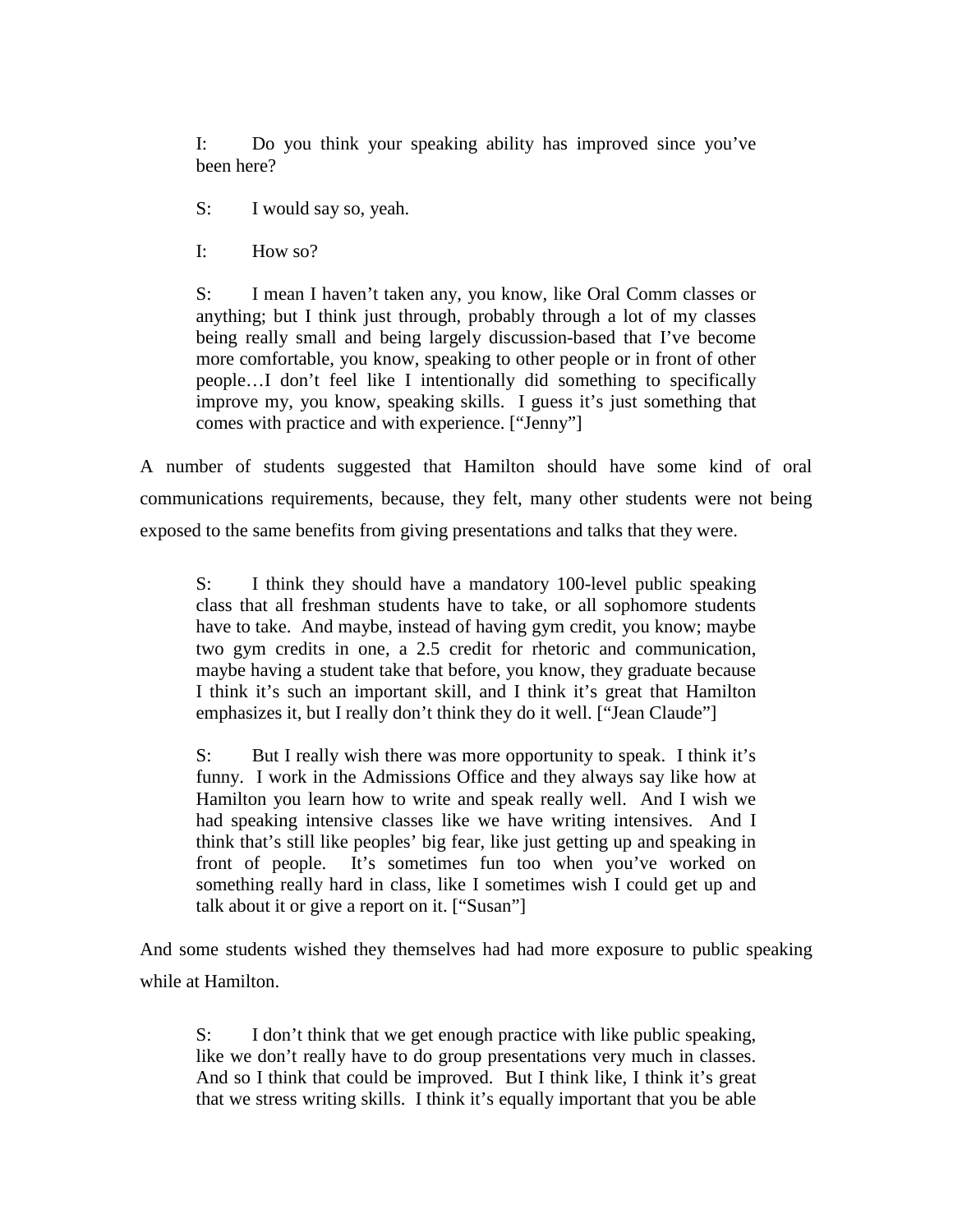> I: Do you think your speaking ability has improved since you've been here?
>
> S: I would say so, yeah.
>
> I: How so?
>
> S: I mean I haven't taken any, you know, like Oral Comm classes or anything; but I think just through, probably through a lot of my classes being really small and being largely discussion-based that I've become more comfortable, you know, speaking to other people or in front of other people…I don't feel like I intentionally did something to specifically improve my, you know, speaking skills. I guess it's just something that comes with practice and with experience. ["Jenny"]

A number of students suggested that Hamilton should have some kind of oral communications requirements, because, they felt, many other students were not being exposed to the same benefits from giving presentations and talks that they were.

> S: I think they should have a mandatory 100-level public speaking class that all freshman students have to take, or all sophomore students have to take. And maybe, instead of having gym credit, you know; maybe two gym credits in one, a 2.5 credit for rhetoric and communication, maybe having a student take that before, you know, they graduate because I think it's such an important skill, and I think it's great that Hamilton emphasizes it, but I really don't think they do it well. ["Jean Claude"]

> S: But I really wish there was more opportunity to speak. I think it's funny. I work in the Admissions Office and they always say like how at Hamilton you learn how to write and speak really well. And I wish we had speaking intensive classes like we have writing intensives. And I think that's still like peoples' big fear, like just getting up and speaking in front of people. It's sometimes fun too when you've worked on something really hard in class, like I sometimes wish I could get up and talk about it or give a report on it. ["Susan"]

And some students wished they themselves had had more exposure to public speaking while at Hamilton.

> S: I don't think that we get enough practice with like public speaking, like we don't really have to do group presentations very much in classes. And so I think that could be improved. But I think like, I think it's great that we stress writing skills. I think it's equally important that you be able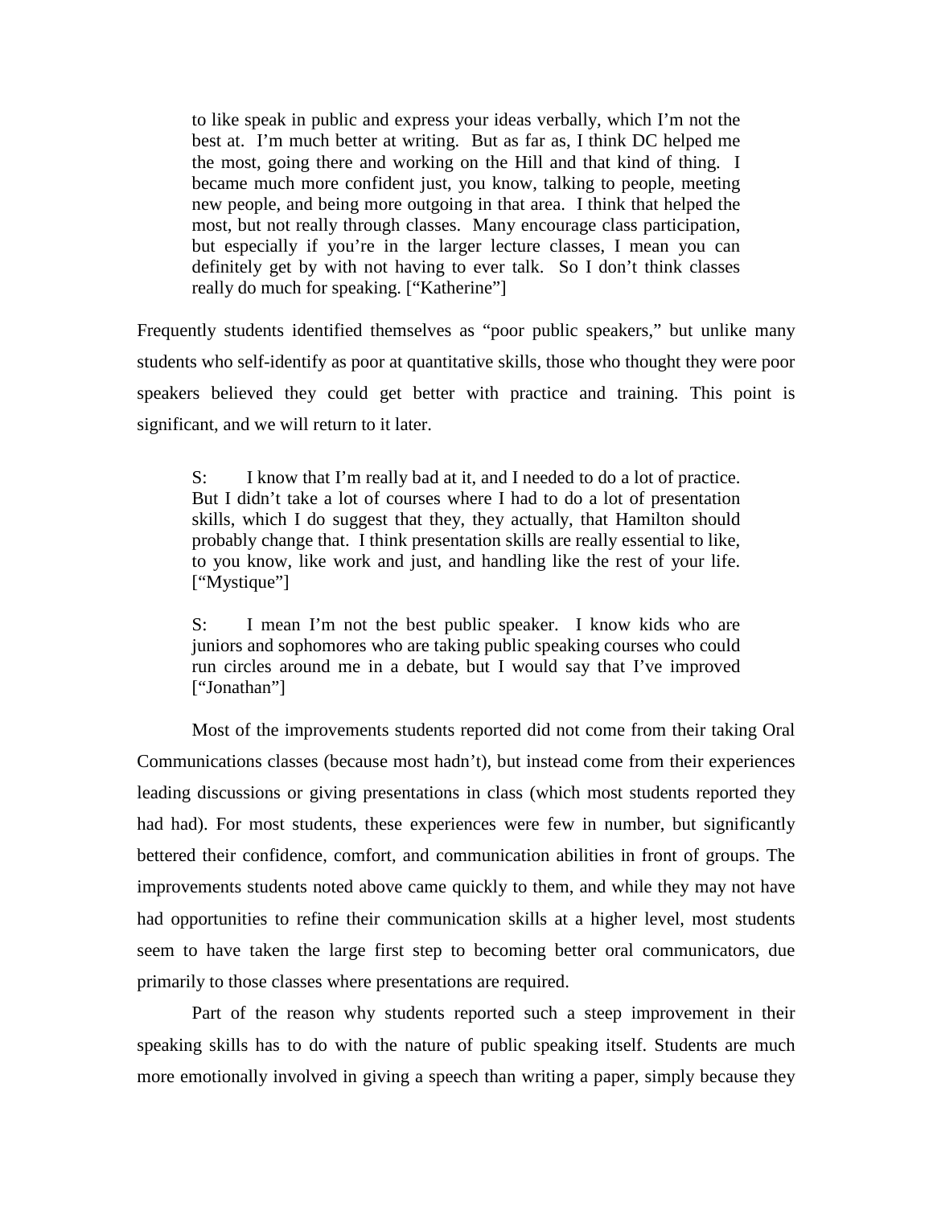> to like speak in public and express your ideas verbally, which I'm not the best at. I'm much better at writing. But as far as, I think DC helped me the most, going there and working on the Hill and that kind of thing. I became much more confident just, you know, talking to people, meeting new people, and being more outgoing in that area. I think that helped the most, but not really through classes. Many encourage class participation, but especially if you're in the larger lecture classes, I mean you can definitely get by with not having to ever talk. So I don't think classes really do much for speaking. ["Katherine"]

Frequently students identified themselves as "poor public speakers," but unlike many students who self-identify as poor at quantitative skills, those who thought they were poor speakers believed they could get better with practice and training. This point is significant, and we will return to it later.

> S: I know that I'm really bad at it, and I needed to do a lot of practice. But I didn't take a lot of courses where I had to do a lot of presentation skills, which I do suggest that they, they actually, that Hamilton should probably change that. I think presentation skills are really essential to like, to you know, like work and just, and handling like the rest of your life. ["Mystique"]

> S: I mean I'm not the best public speaker. I know kids who are juniors and sophomores who are taking public speaking courses who could run circles around me in a debate, but I would say that I've improved ["Jonathan"]

Most of the improvements students reported did not come from their taking Oral Communications classes (because most hadn't), but instead come from their experiences leading discussions or giving presentations in class (which most students reported they had had). For most students, these experiences were few in number, but significantly bettered their confidence, comfort, and communication abilities in front of groups. The improvements students noted above came quickly to them, and while they may not have had opportunities to refine their communication skills at a higher level, most students seem to have taken the large first step to becoming better oral communicators, due primarily to those classes where presentations are required.

Part of the reason why students reported such a steep improvement in their speaking skills has to do with the nature of public speaking itself. Students are much more emotionally involved in giving a speech than writing a paper, simply because they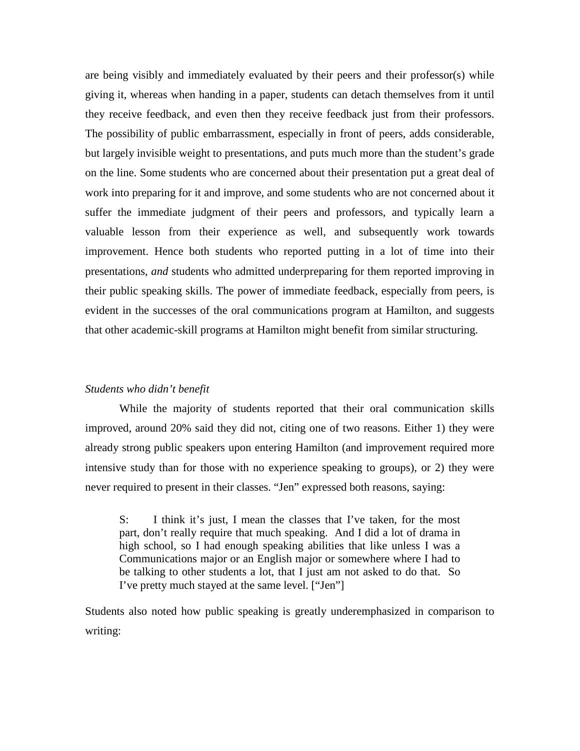are being visibly and immediately evaluated by their peers and their professor(s) while giving it, whereas when handing in a paper, students can detach themselves from it until they receive feedback, and even then they receive feedback just from their professors. The possibility of public embarrassment, especially in front of peers, adds considerable, but largely invisible weight to presentations, and puts much more than the student's grade on the line. Some students who are concerned about their presentation put a great deal of work into preparing for it and improve, and some students who are not concerned about it suffer the immediate judgment of their peers and professors, and typically learn a valuable lesson from their experience as well, and subsequently work towards improvement. Hence both students who reported putting in a lot of time into their presentations, *and* students who admitted underpreparing for them reported improving in their public speaking skills. The power of immediate feedback, especially from peers, is evident in the successes of the oral communications program at Hamilton, and suggests that other academic-skill programs at Hamilton might benefit from similar structuring.

*Students who didn't benefit*

While the majority of students reported that their oral communication skills improved, around 20% said they did not, citing one of two reasons. Either 1) they were already strong public speakers upon entering Hamilton (and improvement required more intensive study than for those with no experience speaking to groups), or 2) they were never required to present in their classes. "Jen" expressed both reasons, saying:

> S: I think it's just, I mean the classes that I've taken, for the most part, don't really require that much speaking. And I did a lot of drama in high school, so I had enough speaking abilities that like unless I was a Communications major or an English major or somewhere where I had to be talking to other students a lot, that I just am not asked to do that. So I've pretty much stayed at the same level. ["Jen"]

Students also noted how public speaking is greatly underemphasized in comparison to writing: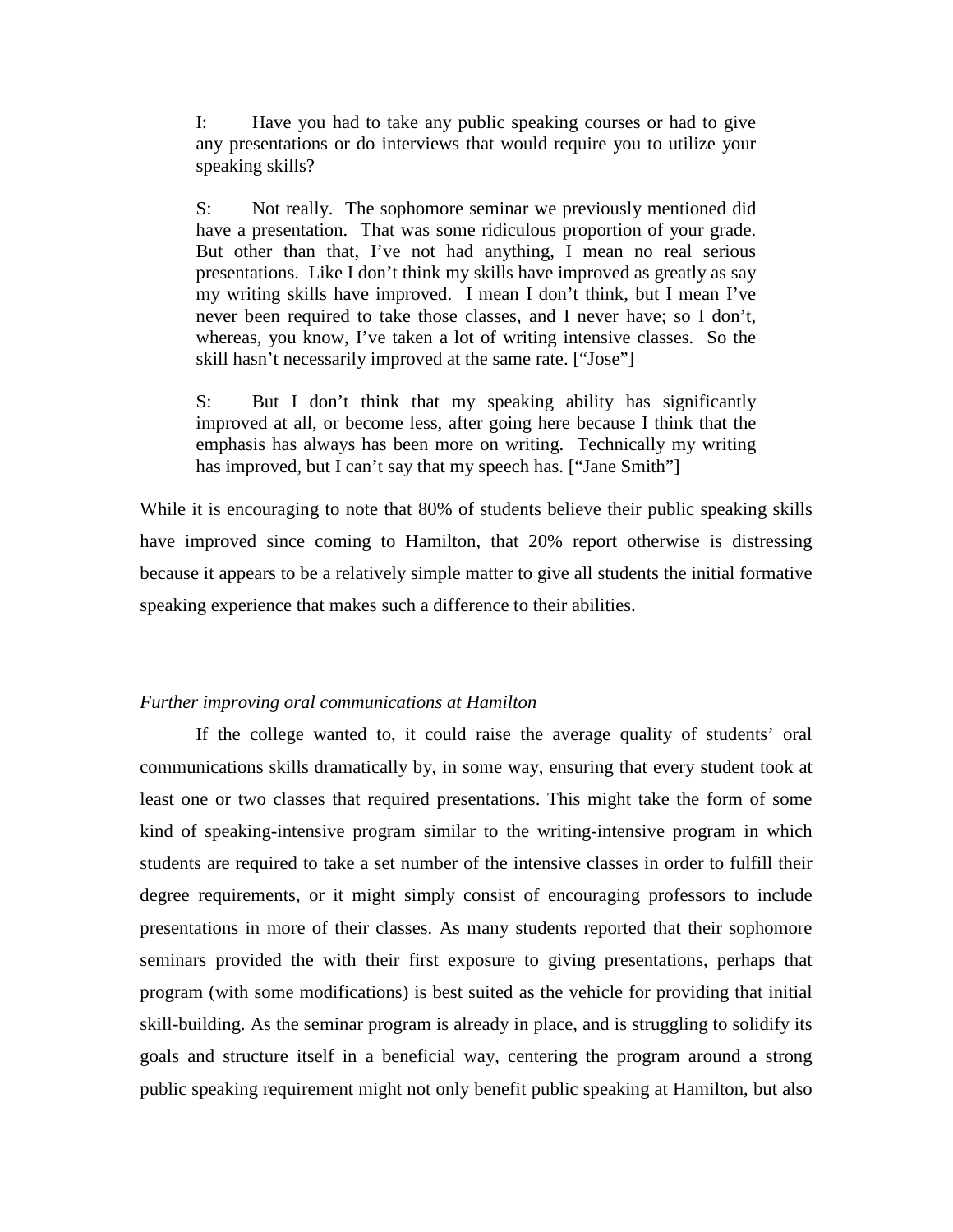> I: Have you had to take any public speaking courses or had to give any presentations or do interviews that would require you to utilize your speaking skills?
>
> S: Not really. The sophomore seminar we previously mentioned did have a presentation. That was some ridiculous proportion of your grade. But other than that, I've not had anything, I mean no real serious presentations. Like I don't think my skills have improved as greatly as say my writing skills have improved. I mean I don't think, but I mean I've never been required to take those classes, and I never have; so I don't, whereas, you know, I've taken a lot of writing intensive classes. So the skill hasn't necessarily improved at the same rate. ["Jose"]
>
> S: But I don't think that my speaking ability has significantly improved at all, or become less, after going here because I think that the emphasis has always has been more on writing. Technically my writing has improved, but I can't say that my speech has. ["Jane Smith"]

While it is encouraging to note that 80% of students believe their public speaking skills have improved since coming to Hamilton, that 20% report otherwise is distressing because it appears to be a relatively simple matter to give all students the initial formative speaking experience that makes such a difference to their abilities.

*Further improving oral communications at Hamilton*

If the college wanted to, it could raise the average quality of students' oral communications skills dramatically by, in some way, ensuring that every student took at least one or two classes that required presentations. This might take the form of some kind of speaking-intensive program similar to the writing-intensive program in which students are required to take a set number of the intensive classes in order to fulfill their degree requirements, or it might simply consist of encouraging professors to include presentations in more of their classes. As many students reported that their sophomore seminars provided the with their first exposure to giving presentations, perhaps that program (with some modifications) is best suited as the vehicle for providing that initial skill-building. As the seminar program is already in place, and is struggling to solidify its goals and structure itself in a beneficial way, centering the program around a strong public speaking requirement might not only benefit public speaking at Hamilton, but also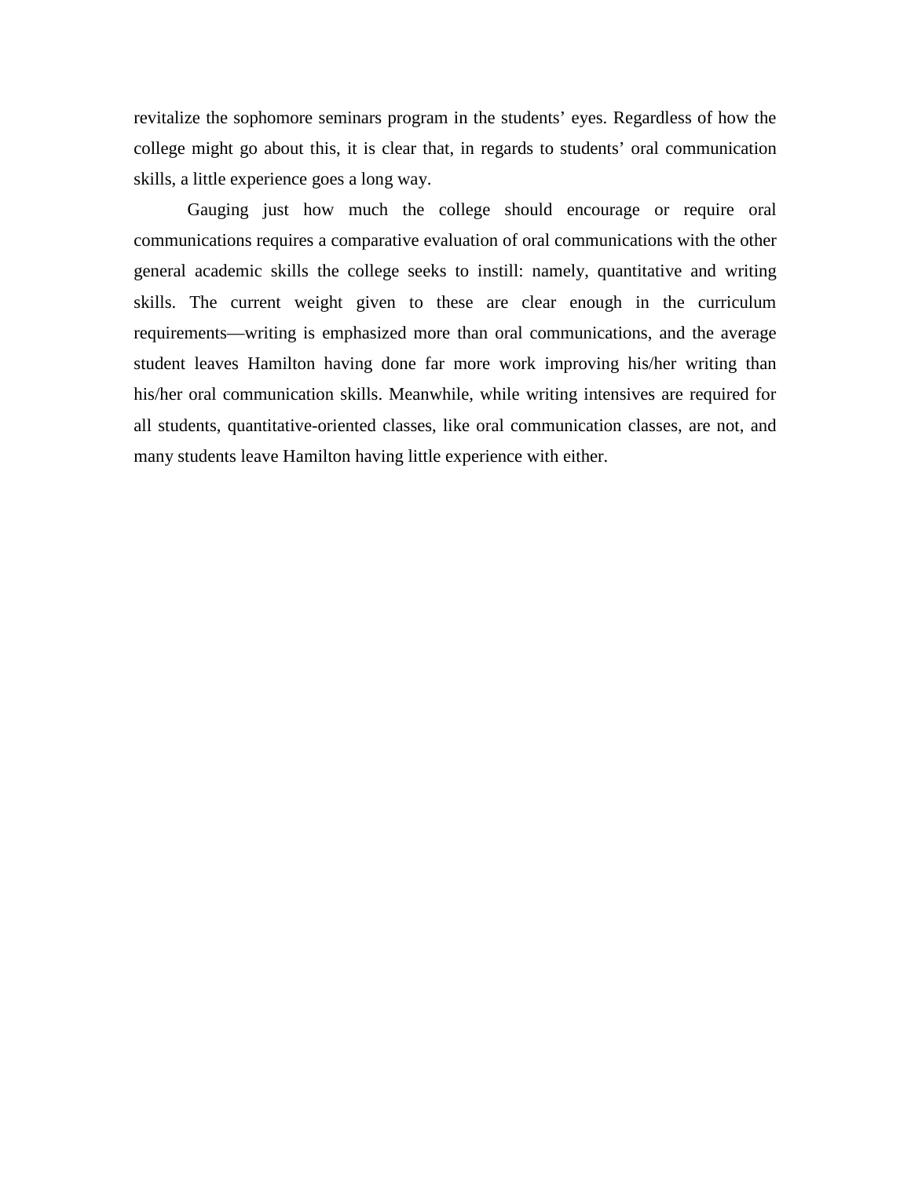revitalize the sophomore seminars program in the students' eyes. Regardless of how the college might go about this, it is clear that, in regards to students' oral communication skills, a little experience goes a long way.

Gauging just how much the college should encourage or require oral communications requires a comparative evaluation of oral communications with the other general academic skills the college seeks to instill: namely, quantitative and writing skills. The current weight given to these are clear enough in the curriculum requirements—writing is emphasized more than oral communications, and the average student leaves Hamilton having done far more work improving his/her writing than his/her oral communication skills. Meanwhile, while writing intensives are required for all students, quantitative-oriented classes, like oral communication classes, are not, and many students leave Hamilton having little experience with either.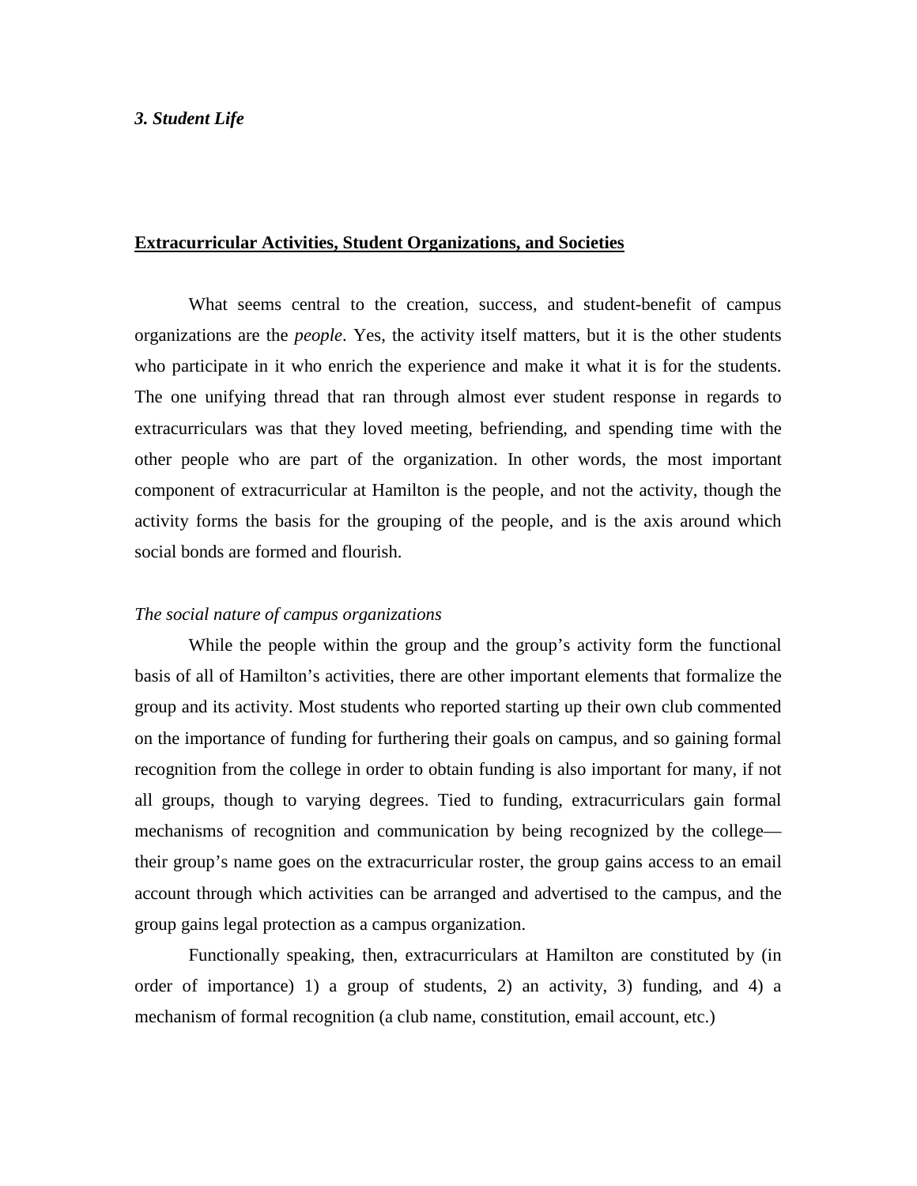***3. Student Life***

**Extracurricular Activities, Student Organizations, and Societies**

What seems central to the creation, success, and student-benefit of campus organizations are the *people*. Yes, the activity itself matters, but it is the other students who participate in it who enrich the experience and make it what it is for the students. The one unifying thread that ran through almost ever student response in regards to extracurriculars was that they loved meeting, befriending, and spending time with the other people who are part of the organization. In other words, the most important component of extracurricular at Hamilton is the people, and not the activity, though the activity forms the basis for the grouping of the people, and is the axis around which social bonds are formed and flourish.

*The social nature of campus organizations*

While the people within the group and the group's activity form the functional basis of all of Hamilton's activities, there are other important elements that formalize the group and its activity. Most students who reported starting up their own club commented on the importance of funding for furthering their goals on campus, and so gaining formal recognition from the college in order to obtain funding is also important for many, if not all groups, though to varying degrees. Tied to funding, extracurriculars gain formal mechanisms of recognition and communication by being recognized by the college—their group's name goes on the extracurricular roster, the group gains access to an email account through which activities can be arranged and advertised to the campus, and the group gains legal protection as a campus organization.

Functionally speaking, then, extracurriculars at Hamilton are constituted by (in order of importance) 1) a group of students, 2) an activity, 3) funding, and 4) a mechanism of formal recognition (a club name, constitution, email account, etc.)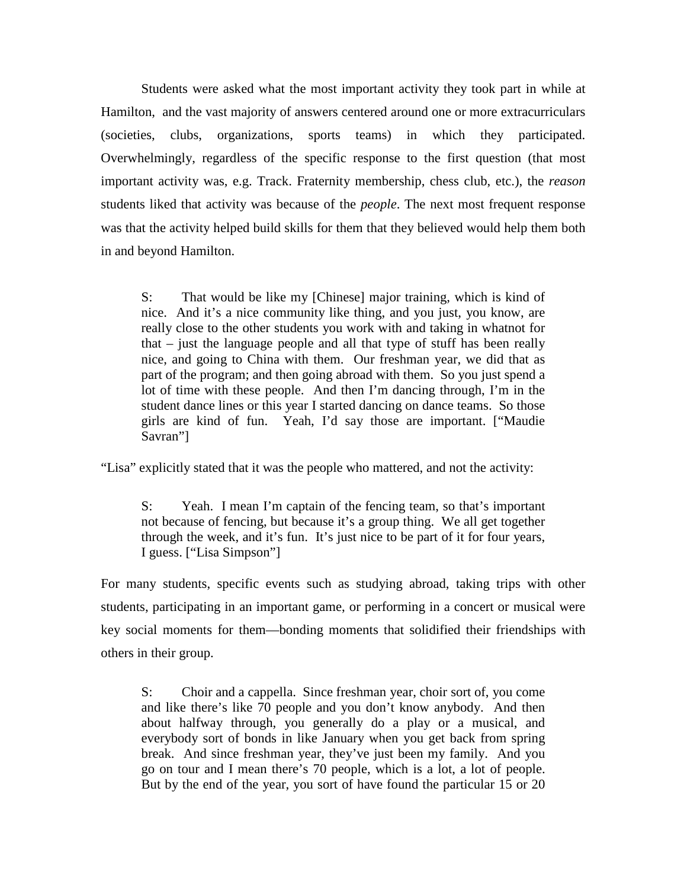Students were asked what the most important activity they took part in while at Hamilton, and the vast majority of answers centered around one or more extracurriculars (societies, clubs, organizations, sports teams) in which they participated. Overwhelmingly, regardless of the specific response to the first question (that most important activity was, e.g. Track. Fraternity membership, chess club, etc.), the *reason* students liked that activity was because of the *people*. The next most frequent response was that the activity helped build skills for them that they believed would help them both in and beyond Hamilton.

> S: That would be like my [Chinese] major training, which is kind of nice. And it's a nice community like thing, and you just, you know, are really close to the other students you work with and taking in whatnot for that – just the language people and all that type of stuff has been really nice, and going to China with them. Our freshman year, we did that as part of the program; and then going abroad with them. So you just spend a lot of time with these people. And then I'm dancing through, I'm in the student dance lines or this year I started dancing on dance teams. So those girls are kind of fun. Yeah, I'd say those are important. ["Maudie Savran"]

"Lisa" explicitly stated that it was the people who mattered, and not the activity:

> S: Yeah. I mean I'm captain of the fencing team, so that's important not because of fencing, but because it's a group thing. We all get together through the week, and it's fun. It's just nice to be part of it for four years, I guess. ["Lisa Simpson"]

For many students, specific events such as studying abroad, taking trips with other students, participating in an important game, or performing in a concert or musical were key social moments for them—bonding moments that solidified their friendships with others in their group.

> S: Choir and a cappella. Since freshman year, choir sort of, you come and like there's like 70 people and you don't know anybody. And then about halfway through, you generally do a play or a musical, and everybody sort of bonds in like January when you get back from spring break. And since freshman year, they've just been my family. And you go on tour and I mean there's 70 people, which is a lot, a lot of people. But by the end of the year, you sort of have found the particular 15 or 20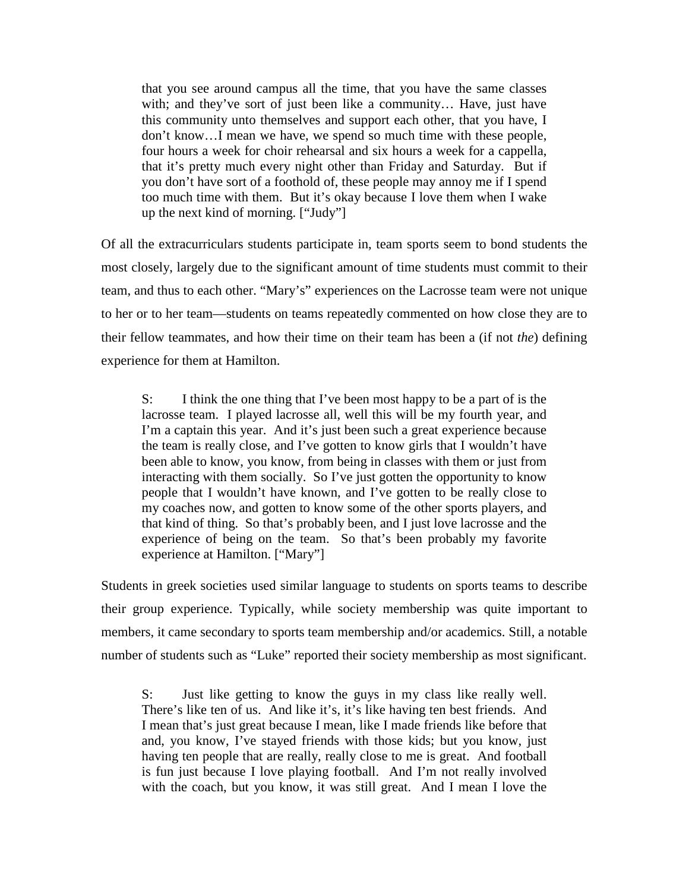> that you see around campus all the time, that you have the same classes with; and they've sort of just been like a community… Have, just have this community unto themselves and support each other, that you have, I don't know…I mean we have, we spend so much time with these people, four hours a week for choir rehearsal and six hours a week for a cappella, that it's pretty much every night other than Friday and Saturday. But if you don't have sort of a foothold of, these people may annoy me if I spend too much time with them. But it's okay because I love them when I wake up the next kind of morning. ["Judy"]

Of all the extracurriculars students participate in, team sports seem to bond students the most closely, largely due to the significant amount of time students must commit to their team, and thus to each other. "Mary's" experiences on the Lacrosse team were not unique to her or to her team—students on teams repeatedly commented on how close they are to their fellow teammates, and how their time on their team has been a (if not *the*) defining experience for them at Hamilton.

> S: I think the one thing that I've been most happy to be a part of is the lacrosse team. I played lacrosse all, well this will be my fourth year, and I'm a captain this year. And it's just been such a great experience because the team is really close, and I've gotten to know girls that I wouldn't have been able to know, you know, from being in classes with them or just from interacting with them socially. So I've just gotten the opportunity to know people that I wouldn't have known, and I've gotten to be really close to my coaches now, and gotten to know some of the other sports players, and that kind of thing. So that's probably been, and I just love lacrosse and the experience of being on the team. So that's been probably my favorite experience at Hamilton. ["Mary"]

Students in greek societies used similar language to students on sports teams to describe their group experience. Typically, while society membership was quite important to members, it came secondary to sports team membership and/or academics. Still, a notable number of students such as "Luke" reported their society membership as most significant.

> S: Just like getting to know the guys in my class like really well. There's like ten of us. And like it's, it's like having ten best friends. And I mean that's just great because I mean, like I made friends like before that and, you know, I've stayed friends with those kids; but you know, just having ten people that are really, really close to me is great. And football is fun just because I love playing football. And I'm not really involved with the coach, but you know, it was still great. And I mean I love the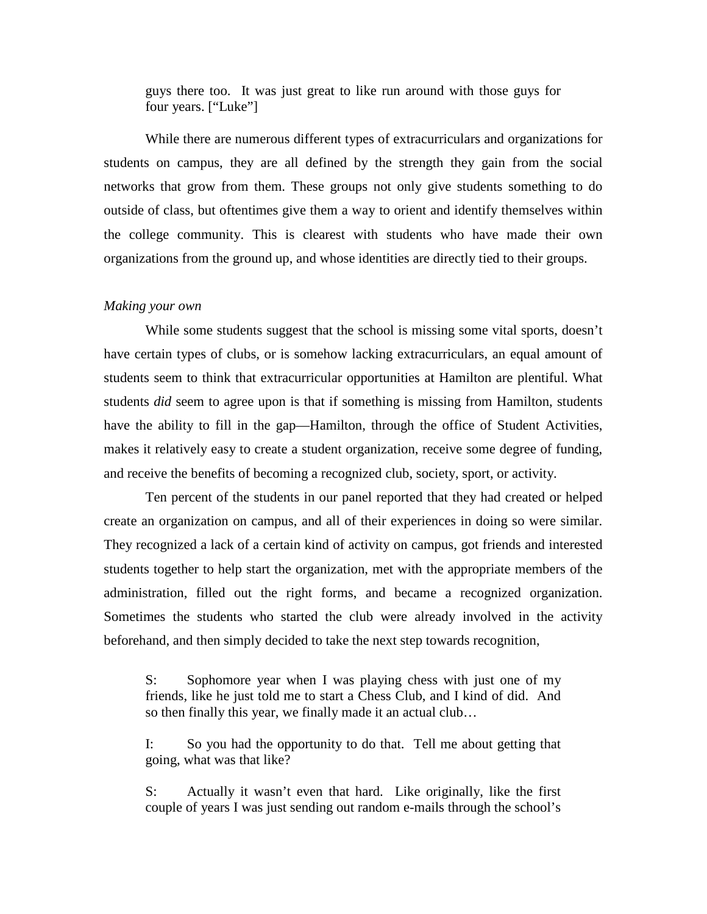> guys there too. It was just great to like run around with those guys for four years. ["Luke"]

While there are numerous different types of extracurriculars and organizations for students on campus, they are all defined by the strength they gain from the social networks that grow from them. These groups not only give students something to do outside of class, but oftentimes give them a way to orient and identify themselves within the college community. This is clearest with students who have made their own organizations from the ground up, and whose identities are directly tied to their groups.

*Making your own*

While some students suggest that the school is missing some vital sports, doesn't have certain types of clubs, or is somehow lacking extracurriculars, an equal amount of students seem to think that extracurricular opportunities at Hamilton are plentiful. What students *did* seem to agree upon is that if something is missing from Hamilton, students have the ability to fill in the gap—Hamilton, through the office of Student Activities, makes it relatively easy to create a student organization, receive some degree of funding, and receive the benefits of becoming a recognized club, society, sport, or activity.

Ten percent of the students in our panel reported that they had created or helped create an organization on campus, and all of their experiences in doing so were similar. They recognized a lack of a certain kind of activity on campus, got friends and interested students together to help start the organization, met with the appropriate members of the administration, filled out the right forms, and became a recognized organization. Sometimes the students who started the club were already involved in the activity beforehand, and then simply decided to take the next step towards recognition,

> S: Sophomore year when I was playing chess with just one of my friends, like he just told me to start a Chess Club, and I kind of did. And so then finally this year, we finally made it an actual club…
>
> I: So you had the opportunity to do that. Tell me about getting that going, what was that like?
>
> S: Actually it wasn't even that hard. Like originally, like the first couple of years I was just sending out random e-mails through the school's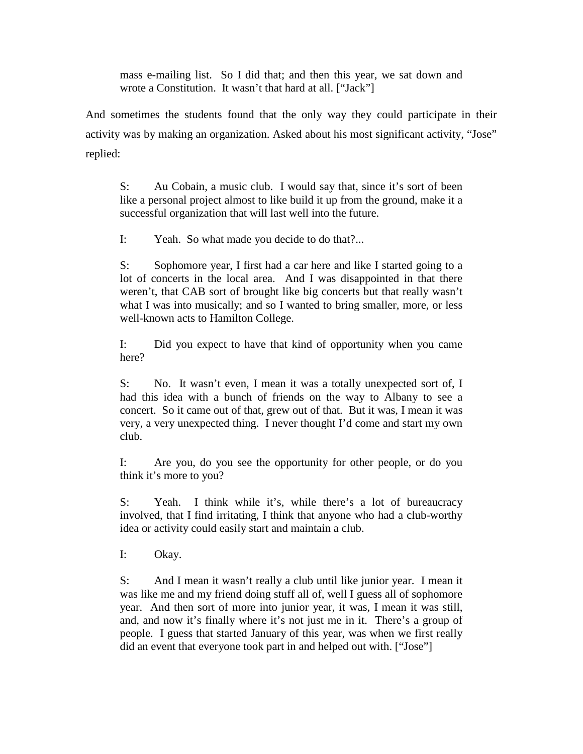> mass e-mailing list. So I did that; and then this year, we sat down and wrote a Constitution. It wasn't that hard at all. ["Jack"]

And sometimes the students found that the only way they could participate in their activity was by making an organization. Asked about his most significant activity, "Jose" replied:

> S: Au Cobain, a music club. I would say that, since it's sort of been like a personal project almost to like build it up from the ground, make it a successful organization that will last well into the future.
>
> I: Yeah. So what made you decide to do that?...
>
> S: Sophomore year, I first had a car here and like I started going to a lot of concerts in the local area. And I was disappointed in that there weren't, that CAB sort of brought like big concerts but that really wasn't what I was into musically; and so I wanted to bring smaller, more, or less well-known acts to Hamilton College.
>
> I: Did you expect to have that kind of opportunity when you came here?
>
> S: No. It wasn't even, I mean it was a totally unexpected sort of, I had this idea with a bunch of friends on the way to Albany to see a concert. So it came out of that, grew out of that. But it was, I mean it was very, a very unexpected thing. I never thought I'd come and start my own club.
>
> I: Are you, do you see the opportunity for other people, or do you think it's more to you?
>
> S: Yeah. I think while it's, while there's a lot of bureaucracy involved, that I find irritating, I think that anyone who had a club-worthy idea or activity could easily start and maintain a club.
>
> I: Okay.
>
> S: And I mean it wasn't really a club until like junior year. I mean it was like me and my friend doing stuff all of, well I guess all of sophomore year. And then sort of more into junior year, it was, I mean it was still, and, and now it's finally where it's not just me in it. There's a group of people. I guess that started January of this year, was when we first really did an event that everyone took part in and helped out with. ["Jose"]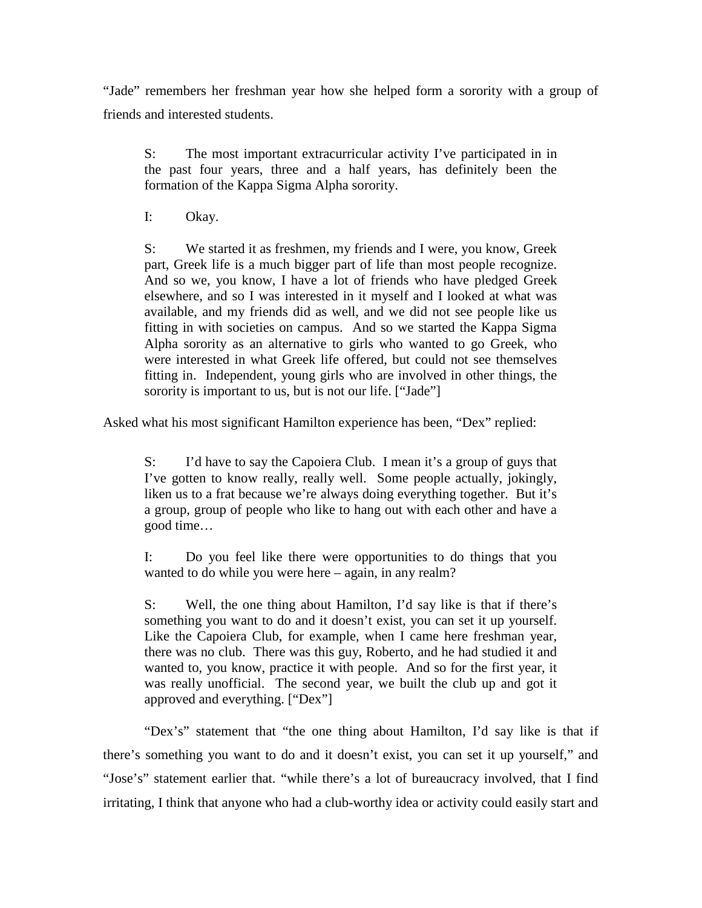"Jade" remembers her freshman year how she helped form a sorority with a group of friends and interested students.

> S: The most important extracurricular activity I've participated in in the past four years, three and a half years, has definitely been the formation of the Kappa Sigma Alpha sorority.
>
> I: Okay.
>
> S: We started it as freshmen, my friends and I were, you know, Greek part, Greek life is a much bigger part of life than most people recognize. And so we, you know, I have a lot of friends who have pledged Greek elsewhere, and so I was interested in it myself and I looked at what was available, and my friends did as well, and we did not see people like us fitting in with societies on campus. And so we started the Kappa Sigma Alpha sorority as an alternative to girls who wanted to go Greek, who were interested in what Greek life offered, but could not see themselves fitting in. Independent, young girls who are involved in other things, the sorority is important to us, but is not our life. ["Jade"]

Asked what his most significant Hamilton experience has been, "Dex" replied:

> S: I'd have to say the Capoiera Club. I mean it's a group of guys that I've gotten to know really, really well. Some people actually, jokingly, liken us to a frat because we're always doing everything together. But it's a group, group of people who like to hang out with each other and have a good time…
>
> I: Do you feel like there were opportunities to do things that you wanted to do while you were here – again, in any realm?
>
> S: Well, the one thing about Hamilton, I'd say like is that if there's something you want to do and it doesn't exist, you can set it up yourself. Like the Capoiera Club, for example, when I came here freshman year, there was no club. There was this guy, Roberto, and he had studied it and wanted to, you know, practice it with people. And so for the first year, it was really unofficial. The second year, we built the club up and got it approved and everything. ["Dex"]

"Dex's" statement that "the one thing about Hamilton, I'd say like is that if there's something you want to do and it doesn't exist, you can set it up yourself," and "Jose's" statement earlier that. "while there's a lot of bureaucracy involved, that I find irritating, I think that anyone who had a club-worthy idea or activity could easily start and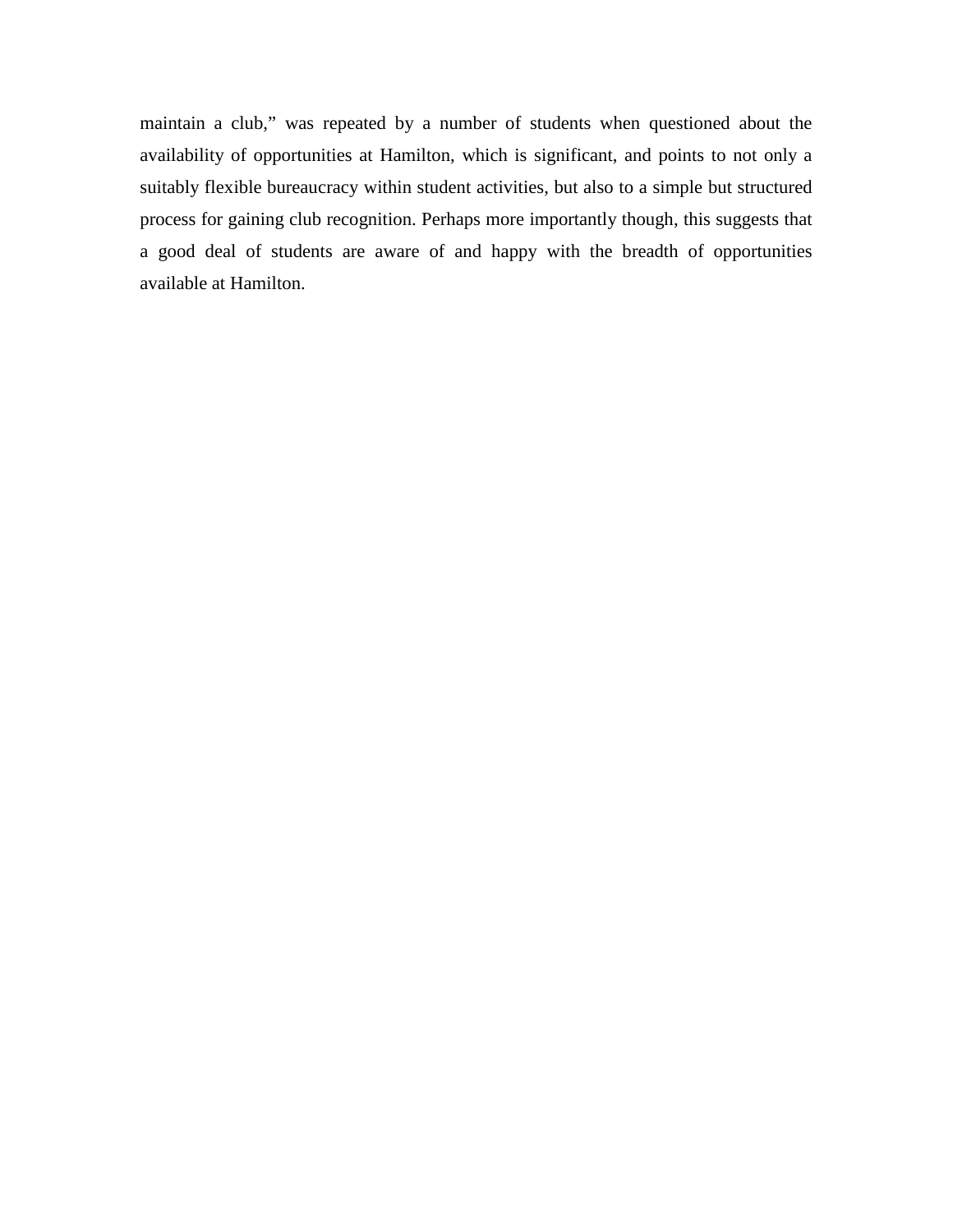maintain a club," was repeated by a number of students when questioned about the availability of opportunities at Hamilton, which is significant, and points to not only a suitably flexible bureaucracy within student activities, but also to a simple but structured process for gaining club recognition. Perhaps more importantly though, this suggests that a good deal of students are aware of and happy with the breadth of opportunities available at Hamilton.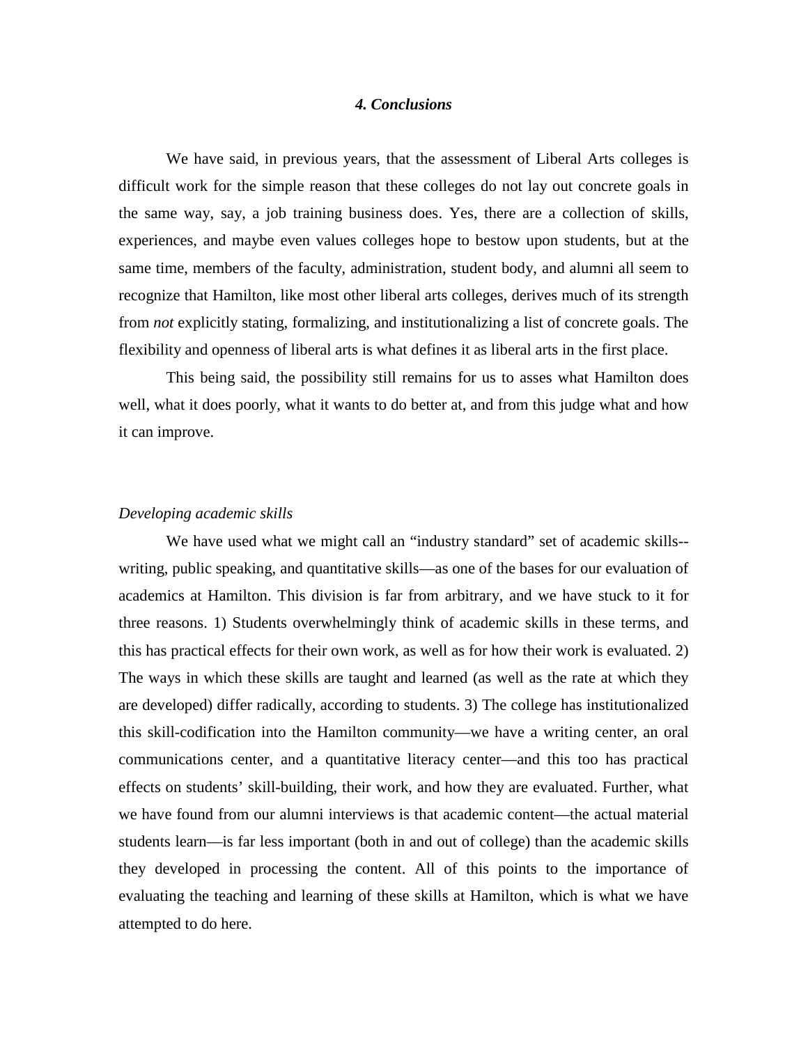## *4. Conclusions*

We have said, in previous years, that the assessment of Liberal Arts colleges is difficult work for the simple reason that these colleges do not lay out concrete goals in the same way, say, a job training business does. Yes, there are a collection of skills, experiences, and maybe even values colleges hope to bestow upon students, but at the same time, members of the faculty, administration, student body, and alumni all seem to recognize that Hamilton, like most other liberal arts colleges, derives much of its strength from *not* explicitly stating, formalizing, and institutionalizing a list of concrete goals. The flexibility and openness of liberal arts is what defines it as liberal arts in the first place.

This being said, the possibility still remains for us to asses what Hamilton does well, what it does poorly, what it wants to do better at, and from this judge what and how it can improve.

*Developing academic skills*

We have used what we might call an "industry standard" set of academic skills--writing, public speaking, and quantitative skills—as one of the bases for our evaluation of academics at Hamilton. This division is far from arbitrary, and we have stuck to it for three reasons. 1) Students overwhelmingly think of academic skills in these terms, and this has practical effects for their own work, as well as for how their work is evaluated. 2) The ways in which these skills are taught and learned (as well as the rate at which they are developed) differ radically, according to students. 3) The college has institutionalized this skill-codification into the Hamilton community—we have a writing center, an oral communications center, and a quantitative literacy center—and this too has practical effects on students' skill-building, their work, and how they are evaluated. Further, what we have found from our alumni interviews is that academic content—the actual material students learn—is far less important (both in and out of college) than the academic skills they developed in processing the content. All of this points to the importance of evaluating the teaching and learning of these skills at Hamilton, which is what we have attempted to do here.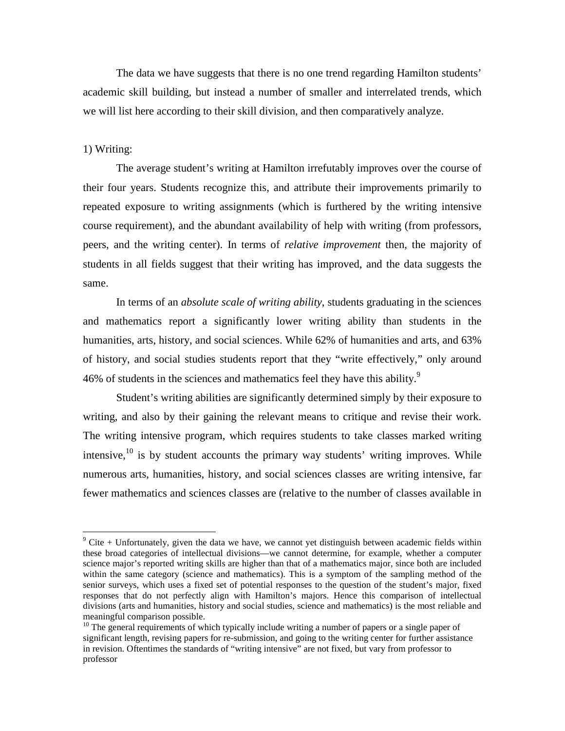The data we have suggests that there is no one trend regarding Hamilton students' academic skill building, but instead a number of smaller and interrelated trends, which we will list here according to their skill division, and then comparatively analyze.

1) Writing:

The average student's writing at Hamilton irrefutably improves over the course of their four years. Students recognize this, and attribute their improvements primarily to repeated exposure to writing assignments (which is furthered by the writing intensive course requirement), and the abundant availability of help with writing (from professors, peers, and the writing center). In terms of *relative improvement* then, the majority of students in all fields suggest that their writing has improved, and the data suggests the same.

In terms of an *absolute scale of writing ability*, students graduating in the sciences and mathematics report a significantly lower writing ability than students in the humanities, arts, history, and social sciences. While 62% of humanities and arts, and 63% of history, and social studies students report that they "write effectively," only around 46% of students in the sciences and mathematics feel they have this ability.[9]

Student's writing abilities are significantly determined simply by their exposure to writing, and also by their gaining the relevant means to critique and revise their work. The writing intensive program, which requires students to take classes marked writing intensive,[10] is by student accounts the primary way students' writing improves. While numerous arts, humanities, history, and social sciences classes are writing intensive, far fewer mathematics and sciences classes are (relative to the number of classes available in

---

[9] Cite + Unfortunately, given the data we have, we cannot yet distinguish between academic fields within these broad categories of intellectual divisions—we cannot determine, for example, whether a computer science major's reported writing skills are higher than that of a mathematics major, since both are included within the same category (science and mathematics). This is a symptom of the sampling method of the senior surveys, which uses a fixed set of potential responses to the question of the student's major, fixed responses that do not perfectly align with Hamilton's majors. Hence this comparison of intellectual divisions (arts and humanities, history and social studies, science and mathematics) is the most reliable and meaningful comparison possible.

[10] The general requirements of which typically include writing a number of papers or a single paper of significant length, revising papers for re-submission, and going to the writing center for further assistance in revision. Oftentimes the standards of "writing intensive" are not fixed, but vary from professor to professor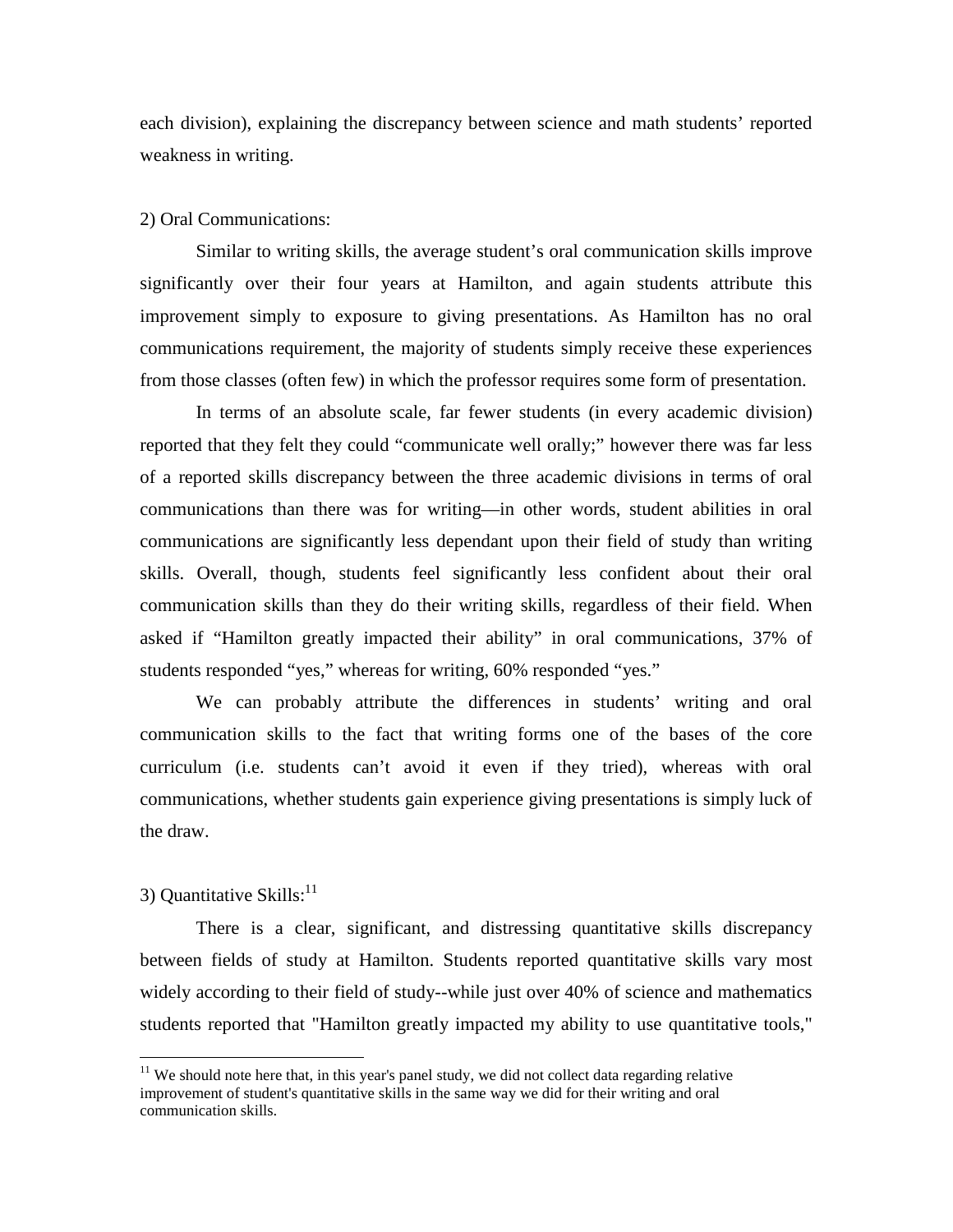each division), explaining the discrepancy between science and math students' reported weakness in writing.

2) Oral Communications:

Similar to writing skills, the average student's oral communication skills improve significantly over their four years at Hamilton, and again students attribute this improvement simply to exposure to giving presentations. As Hamilton has no oral communications requirement, the majority of students simply receive these experiences from those classes (often few) in which the professor requires some form of presentation.

In terms of an absolute scale, far fewer students (in every academic division) reported that they felt they could "communicate well orally;" however there was far less of a reported skills discrepancy between the three academic divisions in terms of oral communications than there was for writing—in other words, student abilities in oral communications are significantly less dependant upon their field of study than writing skills. Overall, though, students feel significantly less confident about their oral communication skills than they do their writing skills, regardless of their field. When asked if "Hamilton greatly impacted their ability" in oral communications, 37% of students responded "yes," whereas for writing, 60% responded "yes."

We can probably attribute the differences in students' writing and oral communication skills to the fact that writing forms one of the bases of the core curriculum (i.e. students can't avoid it even if they tried), whereas with oral communications, whether students gain experience giving presentations is simply luck of the draw.

3) Quantitative Skills:[11]

There is a clear, significant, and distressing quantitative skills discrepancy between fields of study at Hamilton. Students reported quantitative skills vary most widely according to their field of study--while just over 40% of science and mathematics students reported that "Hamilton greatly impacted my ability to use quantitative tools,"

[11] We should note here that, in this year's panel study, we did not collect data regarding relative improvement of student's quantitative skills in the same way we did for their writing and oral communication skills.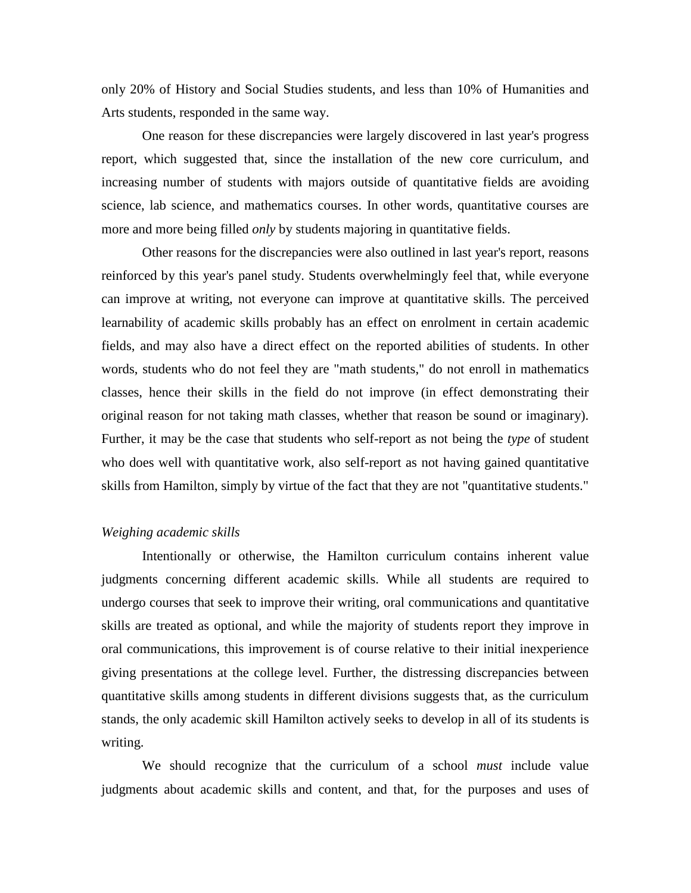only 20% of History and Social Studies students, and less than 10% of Humanities and Arts students, responded in the same way.

One reason for these discrepancies were largely discovered in last year's progress report, which suggested that, since the installation of the new core curriculum, and increasing number of students with majors outside of quantitative fields are avoiding science, lab science, and mathematics courses. In other words, quantitative courses are more and more being filled *only* by students majoring in quantitative fields.

Other reasons for the discrepancies were also outlined in last year's report, reasons reinforced by this year's panel study. Students overwhelmingly feel that, while everyone can improve at writing, not everyone can improve at quantitative skills. The perceived learnability of academic skills probably has an effect on enrolment in certain academic fields, and may also have a direct effect on the reported abilities of students. In other words, students who do not feel they are "math students," do not enroll in mathematics classes, hence their skills in the field do not improve (in effect demonstrating their original reason for not taking math classes, whether that reason be sound or imaginary). Further, it may be the case that students who self-report as not being the *type* of student who does well with quantitative work, also self-report as not having gained quantitative skills from Hamilton, simply by virtue of the fact that they are not "quantitative students."

*Weighing academic skills*

Intentionally or otherwise, the Hamilton curriculum contains inherent value judgments concerning different academic skills. While all students are required to undergo courses that seek to improve their writing, oral communications and quantitative skills are treated as optional, and while the majority of students report they improve in oral communications, this improvement is of course relative to their initial inexperience giving presentations at the college level. Further, the distressing discrepancies between quantitative skills among students in different divisions suggests that, as the curriculum stands, the only academic skill Hamilton actively seeks to develop in all of its students is writing.

We should recognize that the curriculum of a school *must* include value judgments about academic skills and content, and that, for the purposes and uses of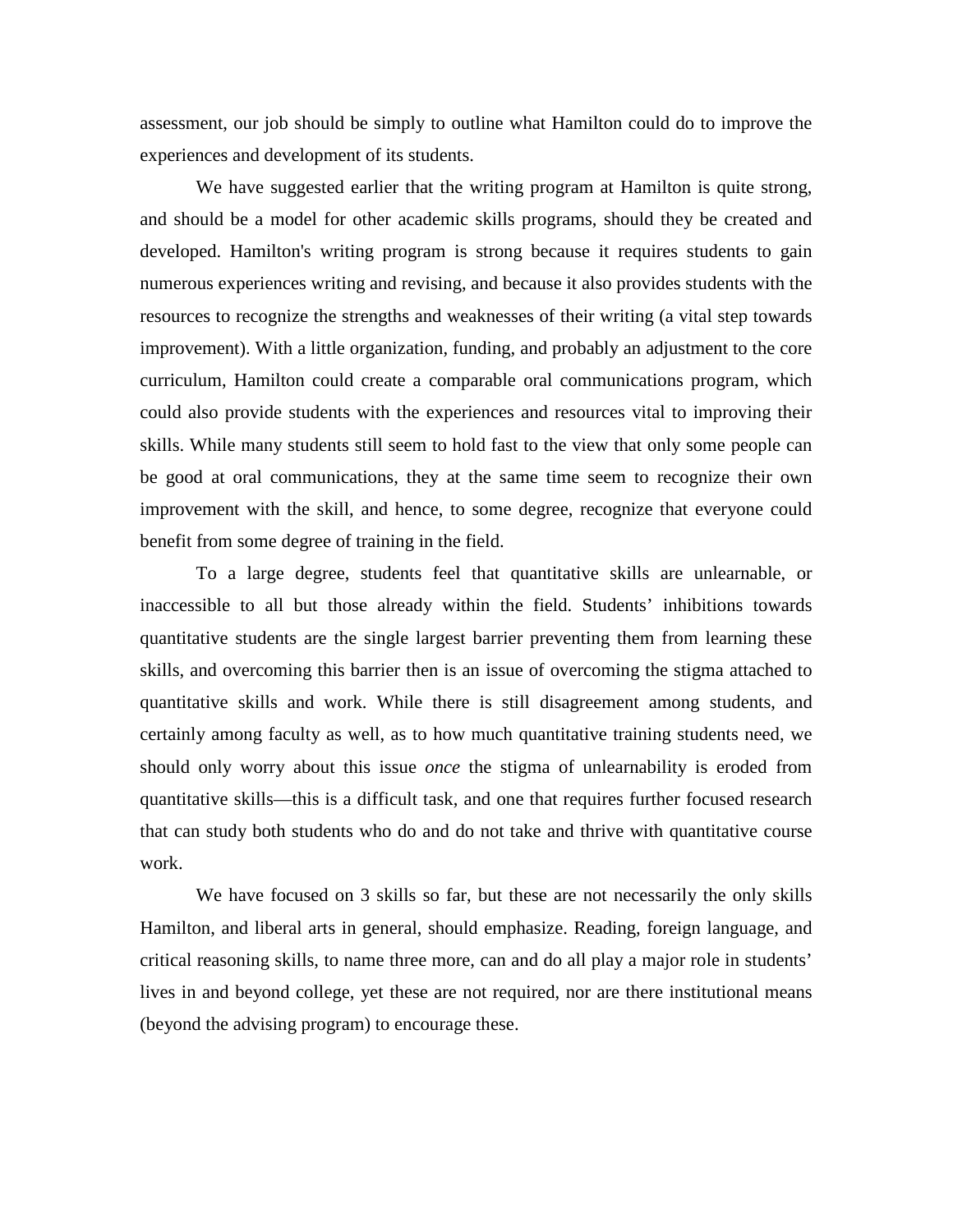assessment, our job should be simply to outline what Hamilton could do to improve the experiences and development of its students.

We have suggested earlier that the writing program at Hamilton is quite strong, and should be a model for other academic skills programs, should they be created and developed. Hamilton's writing program is strong because it requires students to gain numerous experiences writing and revising, and because it also provides students with the resources to recognize the strengths and weaknesses of their writing (a vital step towards improvement). With a little organization, funding, and probably an adjustment to the core curriculum, Hamilton could create a comparable oral communications program, which could also provide students with the experiences and resources vital to improving their skills. While many students still seem to hold fast to the view that only some people can be good at oral communications, they at the same time seem to recognize their own improvement with the skill, and hence, to some degree, recognize that everyone could benefit from some degree of training in the field.

To a large degree, students feel that quantitative skills are unlearnable, or inaccessible to all but those already within the field. Students' inhibitions towards quantitative students are the single largest barrier preventing them from learning these skills, and overcoming this barrier then is an issue of overcoming the stigma attached to quantitative skills and work. While there is still disagreement among students, and certainly among faculty as well, as to how much quantitative training students need, we should only worry about this issue *once* the stigma of unlearnability is eroded from quantitative skills—this is a difficult task, and one that requires further focused research that can study both students who do and do not take and thrive with quantitative course work.

We have focused on 3 skills so far, but these are not necessarily the only skills Hamilton, and liberal arts in general, should emphasize. Reading, foreign language, and critical reasoning skills, to name three more, can and do all play a major role in students' lives in and beyond college, yet these are not required, nor are there institutional means (beyond the advising program) to encourage these.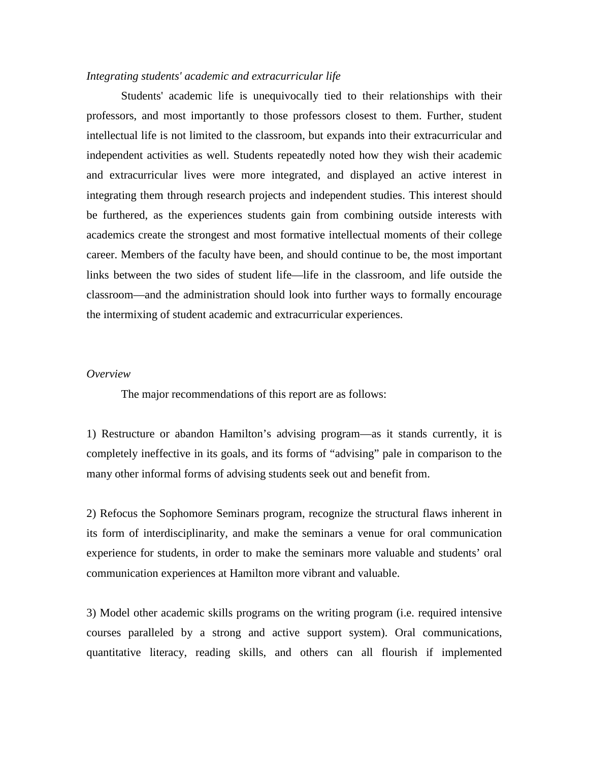*Integrating students' academic and extracurricular life*

Students' academic life is unequivocally tied to their relationships with their professors, and most importantly to those professors closest to them. Further, student intellectual life is not limited to the classroom, but expands into their extracurricular and independent activities as well. Students repeatedly noted how they wish their academic and extracurricular lives were more integrated, and displayed an active interest in integrating them through research projects and independent studies. This interest should be furthered, as the experiences students gain from combining outside interests with academics create the strongest and most formative intellectual moments of their college career. Members of the faculty have been, and should continue to be, the most important links between the two sides of student life—life in the classroom, and life outside the classroom—and the administration should look into further ways to formally encourage the intermixing of student academic and extracurricular experiences.

*Overview*

The major recommendations of this report are as follows:

1) Restructure or abandon Hamilton's advising program—as it stands currently, it is completely ineffective in its goals, and its forms of "advising" pale in comparison to the many other informal forms of advising students seek out and benefit from.

2) Refocus the Sophomore Seminars program, recognize the structural flaws inherent in its form of interdisciplinarity, and make the seminars a venue for oral communication experience for students, in order to make the seminars more valuable and students' oral communication experiences at Hamilton more vibrant and valuable.

3) Model other academic skills programs on the writing program (i.e. required intensive courses paralleled by a strong and active support system). Oral communications, quantitative literacy, reading skills, and others can all flourish if implemented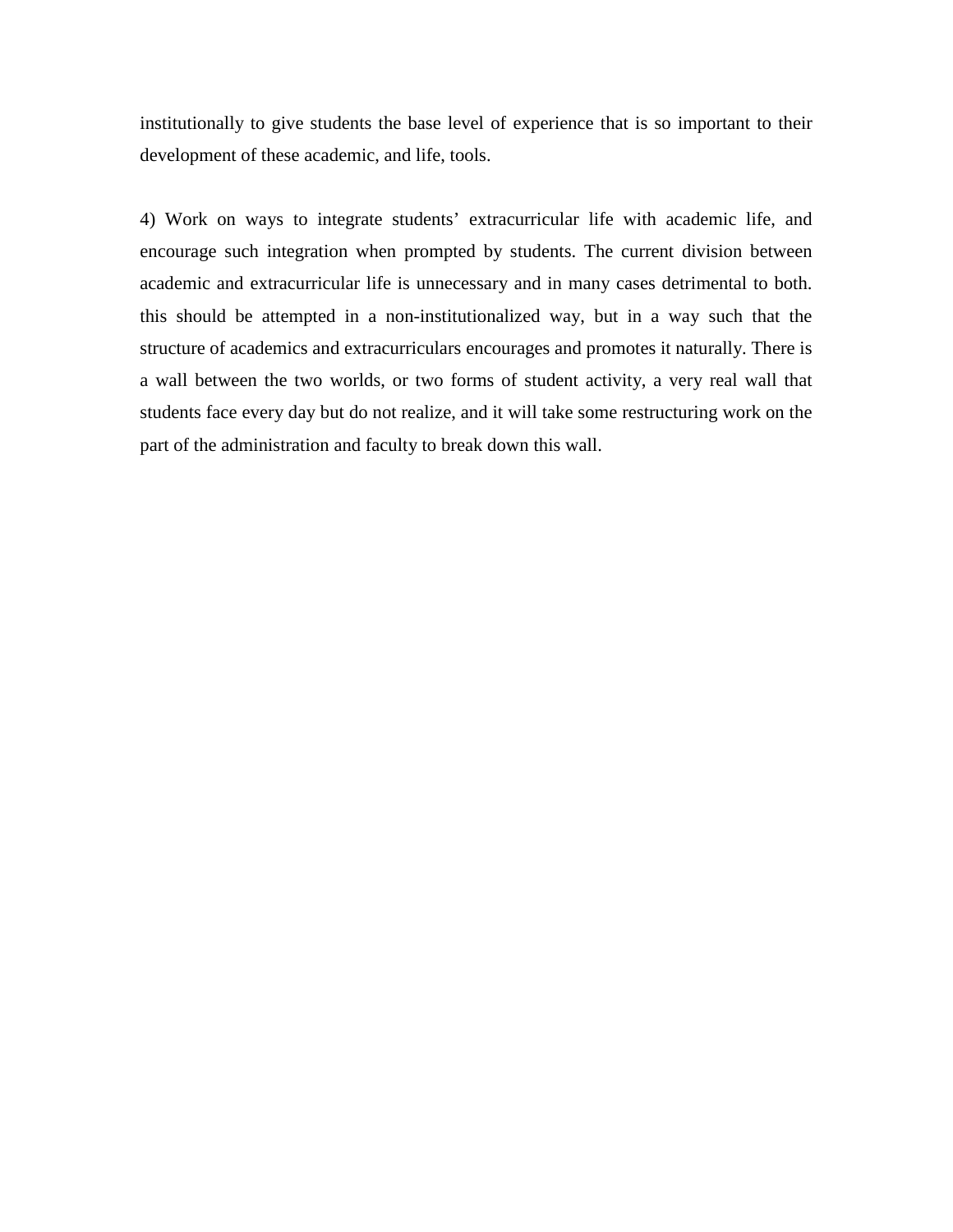institutionally to give students the base level of experience that is so important to their development of these academic, and life, tools.

4) Work on ways to integrate students' extracurricular life with academic life, and encourage such integration when prompted by students. The current division between academic and extracurricular life is unnecessary and in many cases detrimental to both. this should be attempted in a non-institutionalized way, but in a way such that the structure of academics and extracurriculars encourages and promotes it naturally. There is a wall between the two worlds, or two forms of student activity, a very real wall that students face every day but do not realize, and it will take some restructuring work on the part of the administration and faculty to break down this wall.